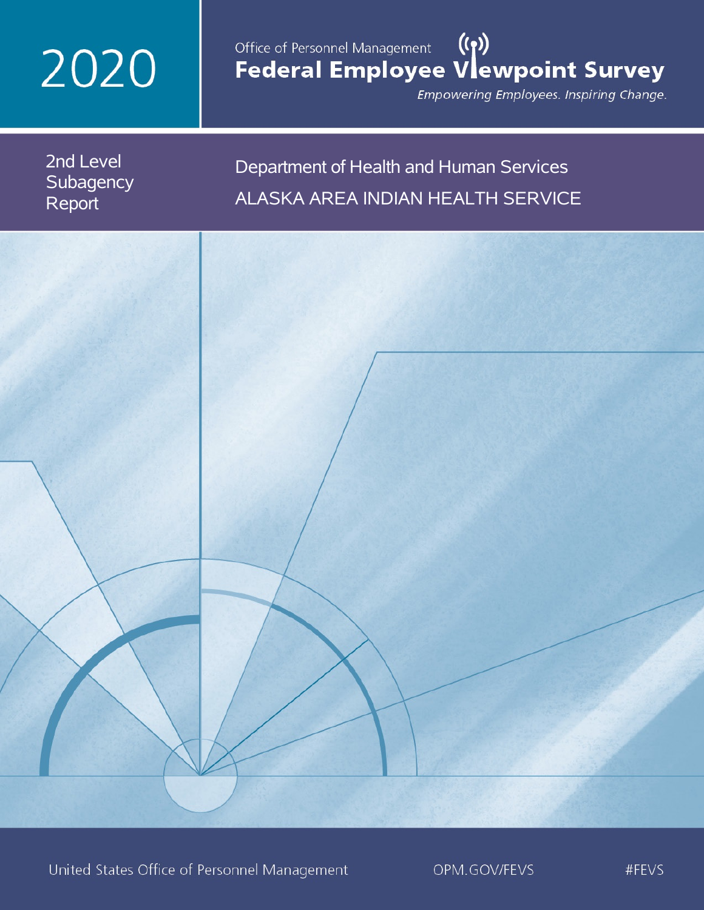# 2020

Office of Personnel Management

# Federal Employee Viewpoint Survey

*Empowering Employees. Inspiring Change.*

2nd Level Subagency Report

## Department of Health and Human Services

## ALASKA AREA INDIAN HEALTH SERVICE

United States Office of Personnel Management

OPM.GOV/FEVS

#FEVS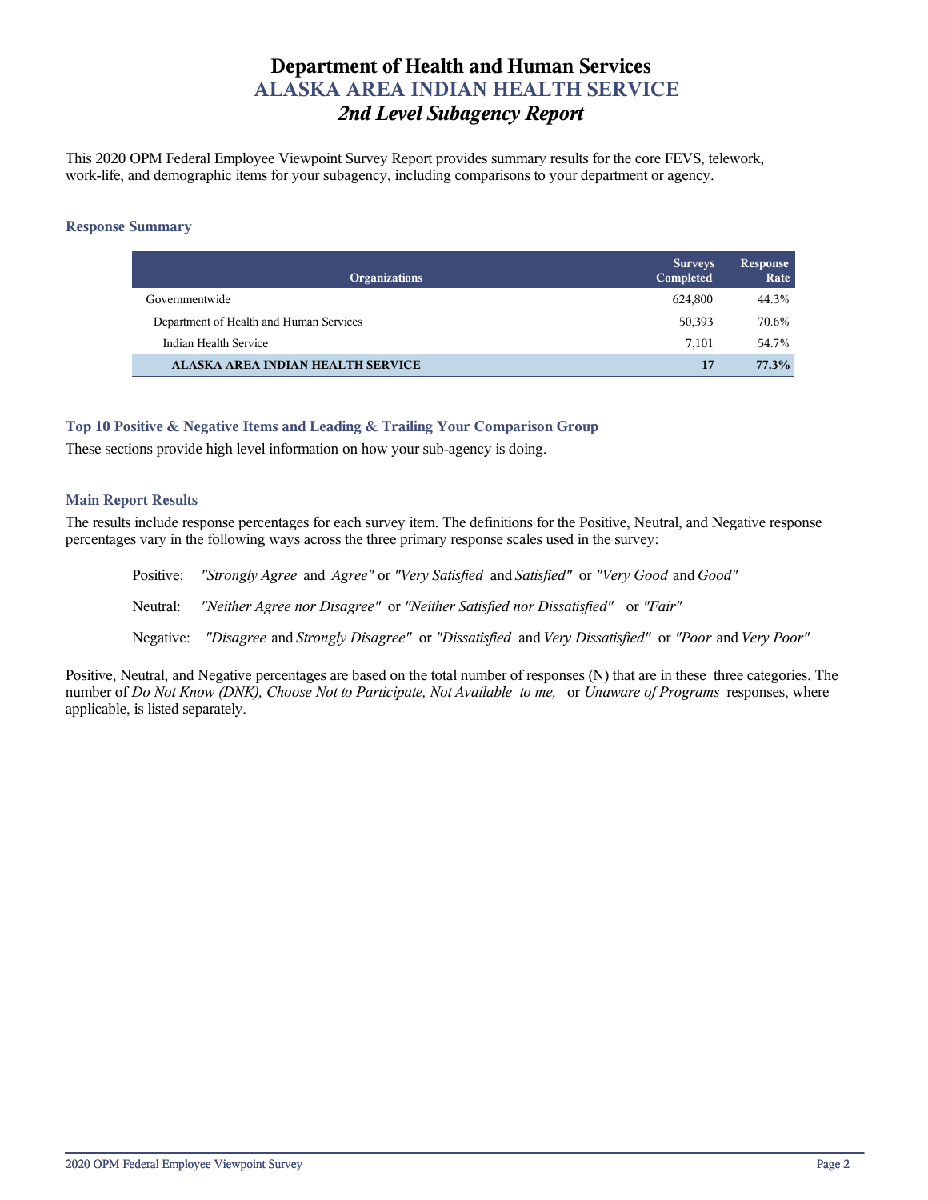# Department of Health and Human Services
## ALASKA AREA INDIAN HEALTH SERVICE
### *2nd Level Subagency Report*

This 2020 OPM Federal Employee Viewpoint Survey Report provides summary results for the core FEVS, telework, work-life, and demographic items for your subagency, including comparisons to your department or agency.

### Response Summary

| Organizations | Surveys Completed | Response Rate |
|---|---|---|
| Governmentwide | 624,800 | 44.3% |
| Department of Health and Human Services | 50,393 | 70.6% |
| Indian Health Service | 7,101 | 54.7% |
| **ALASKA AREA INDIAN HEALTH SERVICE** | **17** | **77.3%** |

### Top 10 Positive & Negative Items and Leading & Trailing Your Comparison Group

These sections provide high level information on how your sub-agency is doing.

### Main Report Results

The results include response percentages for each survey item. The definitions for the Positive, Neutral, and Negative response percentages vary in the following ways across the three primary response scales used in the survey:

Positive: *"Strongly Agree* and *Agree"* or *"Very Satisfied* and *Satisfied"* or *"Very Good* and *Good"*

Neutral: *"Neither Agree nor Disagree"* or *"Neither Satisfied nor Dissatisfied"* or *"Fair"*

Negative: *"Disagree* and *Strongly Disagree"* or *"Dissatisfied* and *Very Dissatisfied"* or *"Poor* and *Very Poor"*

Positive, Neutral, and Negative percentages are based on the total number of responses (N) that are in these three categories. The number of *Do Not Know (DNK), Choose Not to Participate, Not Available to me,* or *Unaware of Programs* responses, where applicable, is listed separately.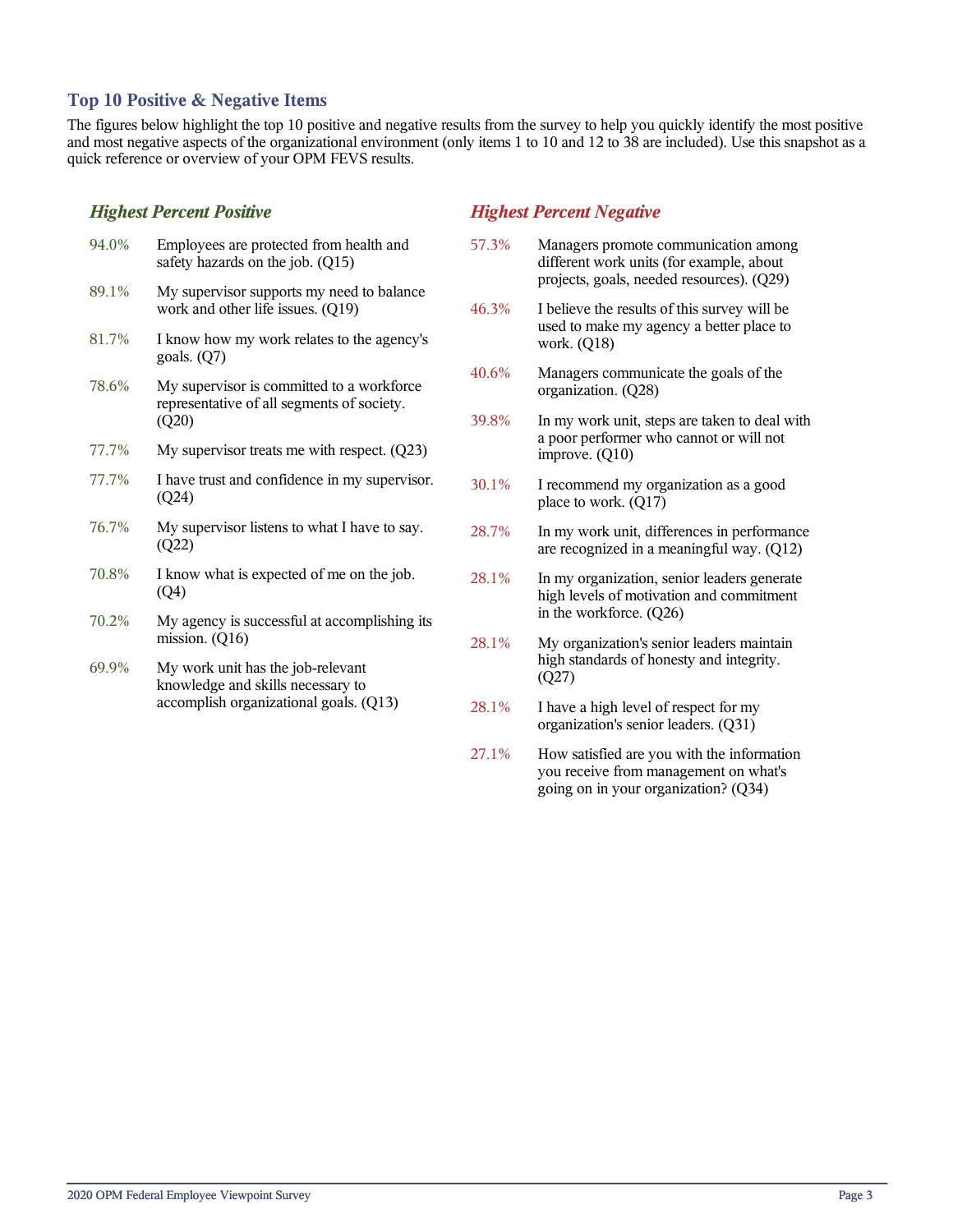## Top 10 Positive & Negative Items

The figures below highlight the top 10 positive and negative results from the survey to help you quickly identify the most positive and most negative aspects of the organizational environment (only items 1 to 10 and 12 to 38 are included). Use this snapshot as a quick reference or overview of your OPM FEVS results.

### *Highest Percent Positive*

| | |
|---|---|
| 94.0% | Employees are protected from health and safety hazards on the job. (Q15) |
| 89.1% | My supervisor supports my need to balance work and other life issues. (Q19) |
| 81.7% | I know how my work relates to the agency's goals. (Q7) |
| 78.6% | My supervisor is committed to a workforce representative of all segments of society. (Q20) |
| 77.7% | My supervisor treats me with respect. (Q23) |
| 77.7% | I have trust and confidence in my supervisor. (Q24) |
| 76.7% | My supervisor listens to what I have to say. (Q22) |
| 70.8% | I know what is expected of me on the job. (Q4) |
| 70.2% | My agency is successful at accomplishing its mission. (Q16) |
| 69.9% | My work unit has the job-relevant knowledge and skills necessary to accomplish organizational goals. (Q13) |

### *Highest Percent Negative*

| | |
|---|---|
| 57.3% | Managers promote communication among different work units (for example, about projects, goals, needed resources). (Q29) |
| 46.3% | I believe the results of this survey will be used to make my agency a better place to work. (Q18) |
| 40.6% | Managers communicate the goals of the organization. (Q28) |
| 39.8% | In my work unit, steps are taken to deal with a poor performer who cannot or will not improve. (Q10) |
| 30.1% | I recommend my organization as a good place to work. (Q17) |
| 28.7% | In my work unit, differences in performance are recognized in a meaningful way. (Q12) |
| 28.1% | In my organization, senior leaders generate high levels of motivation and commitment in the workforce. (Q26) |
| 28.1% | My organization's senior leaders maintain high standards of honesty and integrity. (Q27) |
| 28.1% | I have a high level of respect for my organization's senior leaders. (Q31) |
| 27.1% | How satisfied are you with the information you receive from management on what's going on in your organization? (Q34) |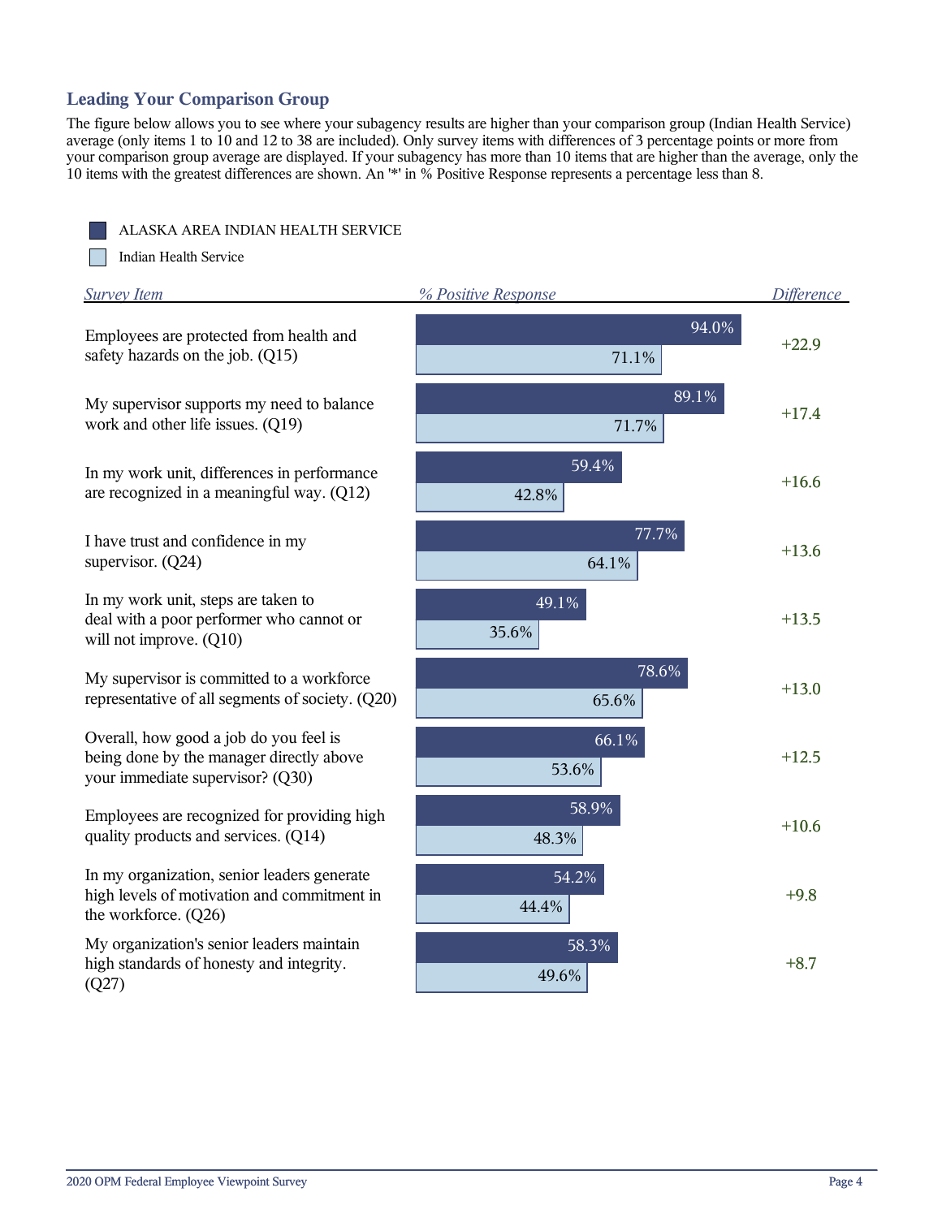## Leading Your Comparison Group

The figure below allows you to see where your subagency results are higher than your comparison group (Indian Health Service) average (only items 1 to 10 and 12 to 38 are included). Only survey items with differences of 3 percentage points or more from your comparison group average are displayed. If your subagency has more than 10 items that are higher than the average, only the 10 items with the greatest differences are shown. An '*' in % Positive Response represents a percentage less than 8.

ALASKA AREA INDIAN HEALTH SERVICE

Indian Health Service

*Survey Item* — *% Positive Response* — *Difference*

Employees are protected from health and safety hazards on the job. (Q15)
94.0%
71.1%
+22.9

My supervisor supports my need to balance work and other life issues. (Q19)
89.1%
71.7%
+17.4

In my work unit, differences in performance are recognized in a meaningful way. (Q12)
59.4%
42.8%
+16.6

I have trust and confidence in my supervisor. (Q24)
77.7%
64.1%
+13.6

In my work unit, steps are taken to deal with a poor performer who cannot or will not improve. (Q10)
49.1%
35.6%
+13.5

My supervisor is committed to a workforce representative of all segments of society. (Q20)
78.6%
65.6%
+13.0

Overall, how good a job do you feel is being done by the manager directly above your immediate supervisor? (Q30)
66.1%
53.6%
+12.5

Employees are recognized for providing high quality products and services. (Q14)
58.9%
48.3%
+10.6

In my organization, senior leaders generate high levels of motivation and commitment in the workforce. (Q26)
54.2%
44.4%
+9.8

My organization's senior leaders maintain high standards of honesty and integrity. (Q27)
58.3%
49.6%
+8.7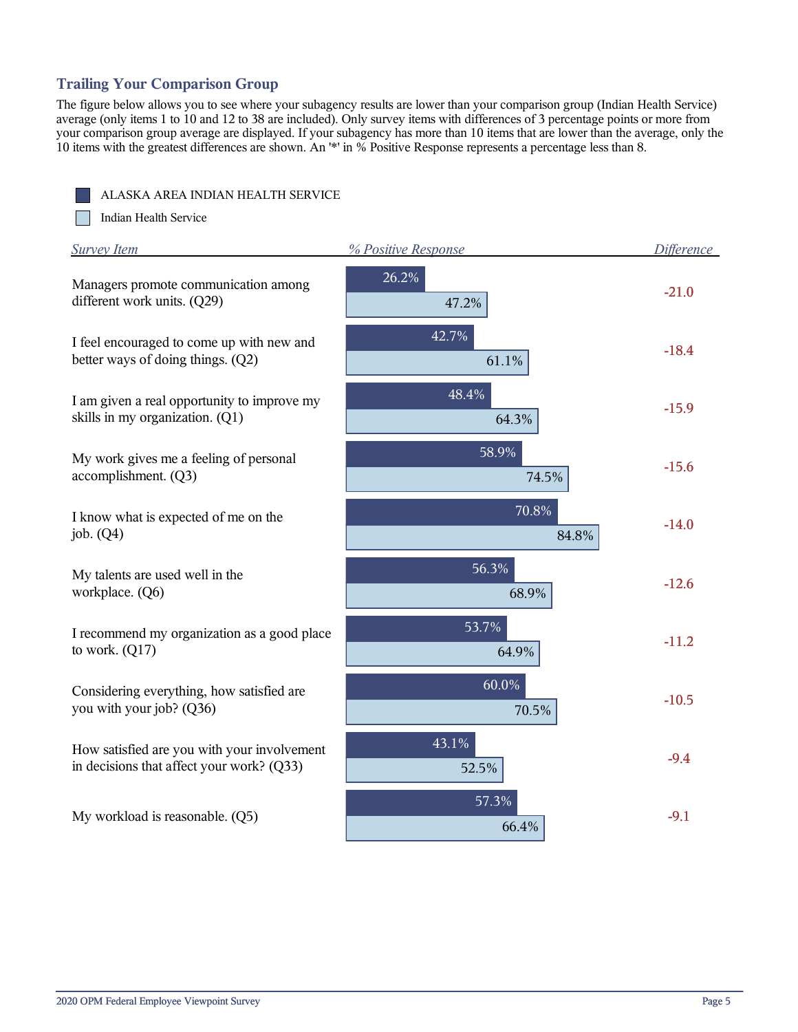## Trailing Your Comparison Group

The figure below allows you to see where your subagency results are lower than your comparison group (Indian Health Service) average (only items 1 to 10 and 12 to 38 are included). Only survey items with differences of 3 percentage points or more from your comparison group average are displayed. If your subagency has more than 10 items that are lower than the average, only the 10 items with the greatest differences are shown. An '*' in % Positive Response represents a percentage less than 8.

ALASKA AREA INDIAN HEALTH SERVICE
Indian Health Service

Survey Item
% Positive Response
Difference

Managers promote communication among different work units. (Q29)
26.2%
47.2%
-21.0

I feel encouraged to come up with new and better ways of doing things. (Q2)
42.7%
61.1%
-18.4

I am given a real opportunity to improve my skills in my organization. (Q1)
48.4%
64.3%
-15.9

My work gives me a feeling of personal accomplishment. (Q3)
58.9%
74.5%
-15.6

I know what is expected of me on the job. (Q4)
70.8%
84.8%
-14.0

My talents are used well in the workplace. (Q6)
56.3%
68.9%
-12.6

I recommend my organization as a good place to work. (Q17)
53.7%
64.9%
-11.2

Considering everything, how satisfied are you with your job? (Q36)
60.0%
70.5%
-10.5

How satisfied are you with your involvement in decisions that affect your work? (Q33)
43.1%
52.5%
-9.4

My workload is reasonable. (Q5)
57.3%
66.4%
-9.1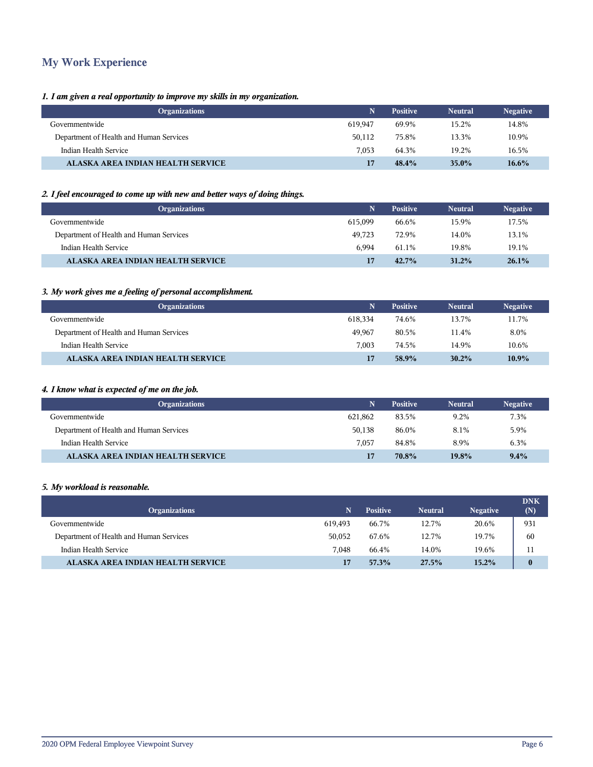## My Work Experience

***1. I am given a real opportunity to improve my skills in my organization.***

| Organizations | N | Positive | Neutral | Negative |
|---|---|---|---|---|
| Governmentwide | 619,947 | 69.9% | 15.2% | 14.8% |
| Department of Health and Human Services | 50,112 | 75.8% | 13.3% | 10.9% |
| Indian Health Service | 7,053 | 64.3% | 19.2% | 16.5% |
| **ALASKA AREA INDIAN HEALTH SERVICE** | **17** | **48.4%** | **35.0%** | **16.6%** |

***2. I feel encouraged to come up with new and better ways of doing things.***

| Organizations | N | Positive | Neutral | Negative |
|---|---|---|---|---|
| Governmentwide | 615,099 | 66.6% | 15.9% | 17.5% |
| Department of Health and Human Services | 49,723 | 72.9% | 14.0% | 13.1% |
| Indian Health Service | 6,994 | 61.1% | 19.8% | 19.1% |
| **ALASKA AREA INDIAN HEALTH SERVICE** | **17** | **42.7%** | **31.2%** | **26.1%** |

***3. My work gives me a feeling of personal accomplishment.***

| Organizations | N | Positive | Neutral | Negative |
|---|---|---|---|---|
| Governmentwide | 618,334 | 74.6% | 13.7% | 11.7% |
| Department of Health and Human Services | 49,967 | 80.5% | 11.4% | 8.0% |
| Indian Health Service | 7,003 | 74.5% | 14.9% | 10.6% |
| **ALASKA AREA INDIAN HEALTH SERVICE** | **17** | **58.9%** | **30.2%** | **10.9%** |

***4. I know what is expected of me on the job.***

| Organizations | N | Positive | Neutral | Negative |
|---|---|---|---|---|
| Governmentwide | 621,862 | 83.5% | 9.2% | 7.3% |
| Department of Health and Human Services | 50,138 | 86.0% | 8.1% | 5.9% |
| Indian Health Service | 7,057 | 84.8% | 8.9% | 6.3% |
| **ALASKA AREA INDIAN HEALTH SERVICE** | **17** | **70.8%** | **19.8%** | **9.4%** |

***5. My workload is reasonable.***

| Organizations | N | Positive | Neutral | Negative | DNK (N) |
|---|---|---|---|---|---|
| Governmentwide | 619,493 | 66.7% | 12.7% | 20.6% | 931 |
| Department of Health and Human Services | 50,052 | 67.6% | 12.7% | 19.7% | 60 |
| Indian Health Service | 7,048 | 66.4% | 14.0% | 19.6% | 11 |
| **ALASKA AREA INDIAN HEALTH SERVICE** | **17** | **57.3%** | **27.5%** | **15.2%** | **0** |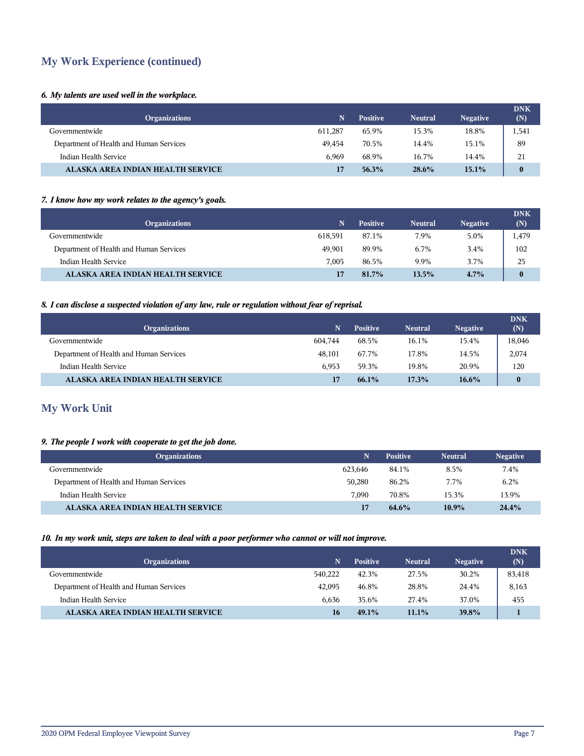## My Work Experience (continued)

*6. My talents are used well in the workplace.*

| Organizations | N | Positive | Neutral | Negative | DNK (N) |
|---|---|---|---|---|---|
| Governmentwide | 611,287 | 65.9% | 15.3% | 18.8% | 1,541 |
| Department of Health and Human Services | 49,454 | 70.5% | 14.4% | 15.1% | 89 |
| Indian Health Service | 6,969 | 68.9% | 16.7% | 14.4% | 21 |
| **ALASKA AREA INDIAN HEALTH SERVICE** | **17** | **56.3%** | **28.6%** | **15.1%** | **0** |

*7. I know how my work relates to the agency's goals.*

| Organizations | N | Positive | Neutral | Negative | DNK (N) |
|---|---|---|---|---|---|
| Governmentwide | 618,591 | 87.1% | 7.9% | 5.0% | 1,479 |
| Department of Health and Human Services | 49,901 | 89.9% | 6.7% | 3.4% | 102 |
| Indian Health Service | 7,005 | 86.5% | 9.9% | 3.7% | 25 |
| **ALASKA AREA INDIAN HEALTH SERVICE** | **17** | **81.7%** | **13.5%** | **4.7%** | **0** |

*8. I can disclose a suspected violation of any law, rule or regulation without fear of reprisal.*

| Organizations | N | Positive | Neutral | Negative | DNK (N) |
|---|---|---|---|---|---|
| Governmentwide | 604,744 | 68.5% | 16.1% | 15.4% | 18,046 |
| Department of Health and Human Services | 48,101 | 67.7% | 17.8% | 14.5% | 2,074 |
| Indian Health Service | 6,953 | 59.3% | 19.8% | 20.9% | 120 |
| **ALASKA AREA INDIAN HEALTH SERVICE** | **17** | **66.1%** | **17.3%** | **16.6%** | **0** |

## My Work Unit

*9. The people I work with cooperate to get the job done.*

| Organizations | N | Positive | Neutral | Negative |
|---|---|---|---|---|
| Governmentwide | 623,646 | 84.1% | 8.5% | 7.4% |
| Department of Health and Human Services | 50,280 | 86.2% | 7.7% | 6.2% |
| Indian Health Service | 7,090 | 70.8% | 15.3% | 13.9% |
| **ALASKA AREA INDIAN HEALTH SERVICE** | **17** | **64.6%** | **10.9%** | **24.4%** |

*10. In my work unit, steps are taken to deal with a poor performer who cannot or will not improve.*

| Organizations | N | Positive | Neutral | Negative | DNK (N) |
|---|---|---|---|---|---|
| Governmentwide | 540,222 | 42.3% | 27.5% | 30.2% | 83,418 |
| Department of Health and Human Services | 42,095 | 46.8% | 28.8% | 24.4% | 8,163 |
| Indian Health Service | 6,636 | 35.6% | 27.4% | 37.0% | 455 |
| **ALASKA AREA INDIAN HEALTH SERVICE** | **16** | **49.1%** | **11.1%** | **39.8%** | **1** |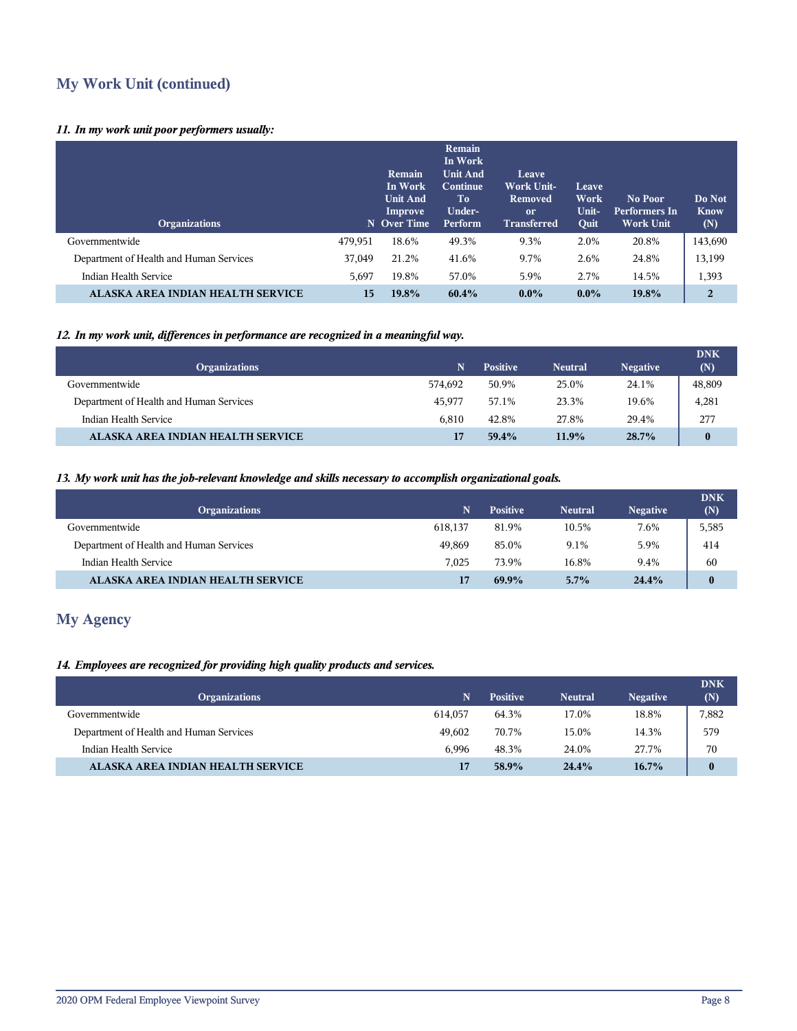## My Work Unit (continued)

***11. In my work unit poor performers usually:***

| Organizations | N | Remain In Work Unit And Improve Over Time | Remain In Work Unit And Continue To Under-Perform | Leave Work Unit-Removed or Transferred | Leave Work Unit-Quit | No Poor Performers In Work Unit | Do Not Know (N) |
|---|---|---|---|---|---|---|---|
| Governmentwide | 479,951 | 18.6% | 49.3% | 9.3% | 2.0% | 20.8% | 143,690 |
| Department of Health and Human Services | 37,049 | 21.2% | 41.6% | 9.7% | 2.6% | 24.8% | 13,199 |
| Indian Health Service | 5,697 | 19.8% | 57.0% | 5.9% | 2.7% | 14.5% | 1,393 |
| **ALASKA AREA INDIAN HEALTH SERVICE** | **15** | **19.8%** | **60.4%** | **0.0%** | **0.0%** | **19.8%** | **2** |

***12. In my work unit, differences in performance are recognized in a meaningful way.***

| Organizations | N | Positive | Neutral | Negative | DNK (N) |
|---|---|---|---|---|---|
| Governmentwide | 574,692 | 50.9% | 25.0% | 24.1% | 48,809 |
| Department of Health and Human Services | 45,977 | 57.1% | 23.3% | 19.6% | 4,281 |
| Indian Health Service | 6,810 | 42.8% | 27.8% | 29.4% | 277 |
| **ALASKA AREA INDIAN HEALTH SERVICE** | **17** | **59.4%** | **11.9%** | **28.7%** | **0** |

***13. My work unit has the job-relevant knowledge and skills necessary to accomplish organizational goals.***

| Organizations | N | Positive | Neutral | Negative | DNK (N) |
|---|---|---|---|---|---|
| Governmentwide | 618,137 | 81.9% | 10.5% | 7.6% | 5,585 |
| Department of Health and Human Services | 49,869 | 85.0% | 9.1% | 5.9% | 414 |
| Indian Health Service | 7,025 | 73.9% | 16.8% | 9.4% | 60 |
| **ALASKA AREA INDIAN HEALTH SERVICE** | **17** | **69.9%** | **5.7%** | **24.4%** | **0** |

## My Agency

***14. Employees are recognized for providing high quality products and services.***

| Organizations | N | Positive | Neutral | Negative | DNK (N) |
|---|---|---|---|---|---|
| Governmentwide | 614,057 | 64.3% | 17.0% | 18.8% | 7,882 |
| Department of Health and Human Services | 49,602 | 70.7% | 15.0% | 14.3% | 579 |
| Indian Health Service | 6,996 | 48.3% | 24.0% | 27.7% | 70 |
| **ALASKA AREA INDIAN HEALTH SERVICE** | **17** | **58.9%** | **24.4%** | **16.7%** | **0** |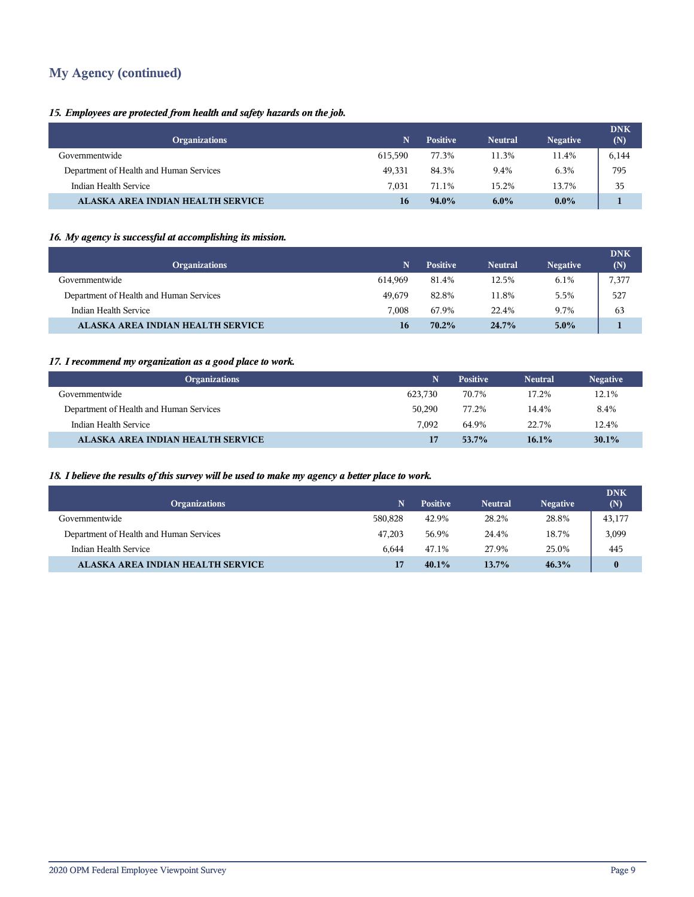## My Agency (continued)

*15. Employees are protected from health and safety hazards on the job.*

| Organizations | N | Positive | Neutral | Negative | DNK (N) |
|---|---|---|---|---|---|
| Governmentwide | 615,590 | 77.3% | 11.3% | 11.4% | 6,144 |
| Department of Health and Human Services | 49,331 | 84.3% | 9.4% | 6.3% | 795 |
| Indian Health Service | 7,031 | 71.1% | 15.2% | 13.7% | 35 |
| **ALASKA AREA INDIAN HEALTH SERVICE** | **16** | **94.0%** | **6.0%** | **0.0%** | **1** |

*16. My agency is successful at accomplishing its mission.*

| Organizations | N | Positive | Neutral | Negative | DNK (N) |
|---|---|---|---|---|---|
| Governmentwide | 614,969 | 81.4% | 12.5% | 6.1% | 7,377 |
| Department of Health and Human Services | 49,679 | 82.8% | 11.8% | 5.5% | 527 |
| Indian Health Service | 7,008 | 67.9% | 22.4% | 9.7% | 63 |
| **ALASKA AREA INDIAN HEALTH SERVICE** | **16** | **70.2%** | **24.7%** | **5.0%** | **1** |

*17. I recommend my organization as a good place to work.*

| Organizations | N | Positive | Neutral | Negative |
|---|---|---|---|---|
| Governmentwide | 623,730 | 70.7% | 17.2% | 12.1% |
| Department of Health and Human Services | 50,290 | 77.2% | 14.4% | 8.4% |
| Indian Health Service | 7,092 | 64.9% | 22.7% | 12.4% |
| **ALASKA AREA INDIAN HEALTH SERVICE** | **17** | **53.7%** | **16.1%** | **30.1%** |

*18. I believe the results of this survey will be used to make my agency a better place to work.*

| Organizations | N | Positive | Neutral | Negative | DNK (N) |
|---|---|---|---|---|---|
| Governmentwide | 580,828 | 42.9% | 28.2% | 28.8% | 43,177 |
| Department of Health and Human Services | 47,203 | 56.9% | 24.4% | 18.7% | 3,099 |
| Indian Health Service | 6,644 | 47.1% | 27.9% | 25.0% | 445 |
| **ALASKA AREA INDIAN HEALTH SERVICE** | **17** | **40.1%** | **13.7%** | **46.3%** | **0** |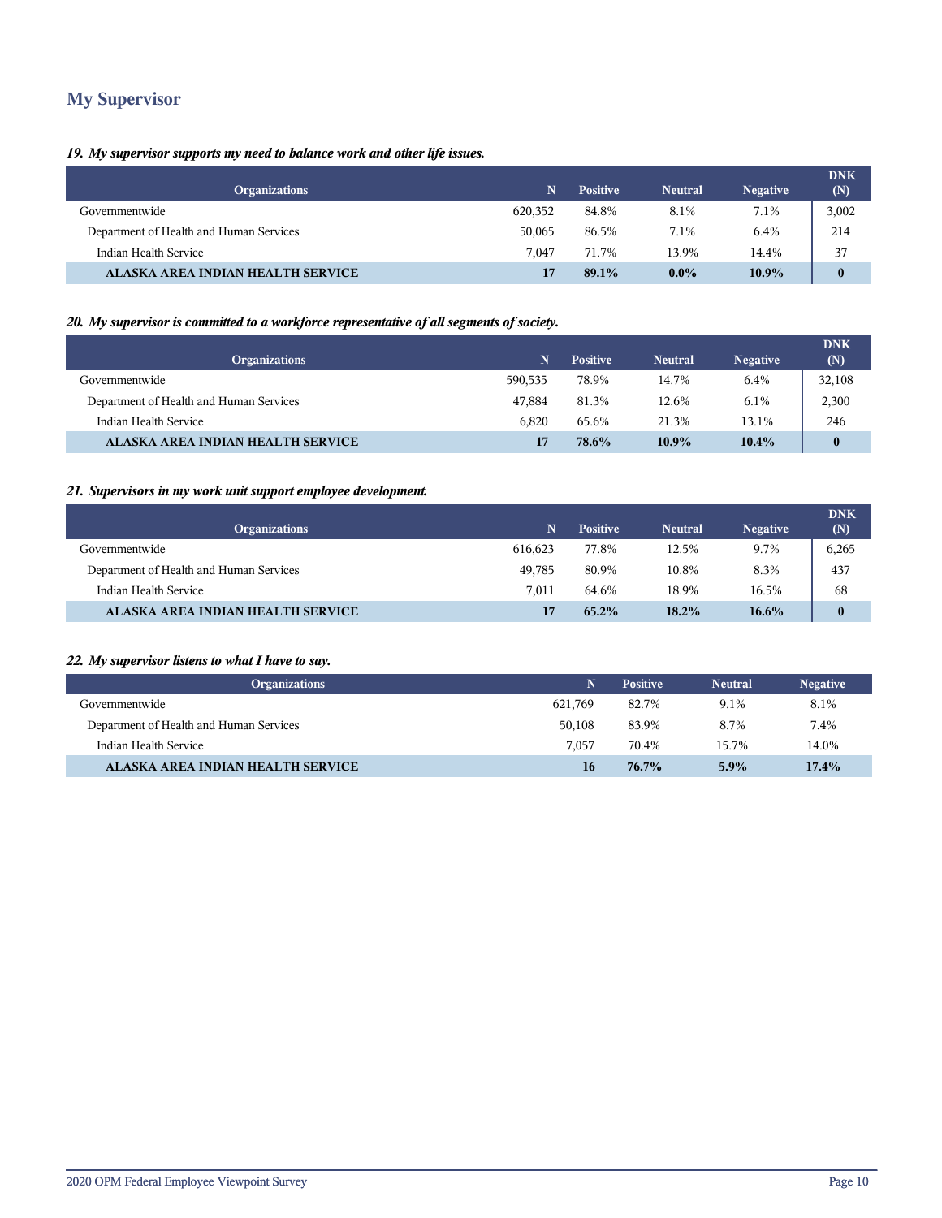## My Supervisor

***19. My supervisor supports my need to balance work and other life issues.***

| Organizations | N | Positive | Neutral | Negative | DNK (N) |
|---|---|---|---|---|---|
| Governmentwide | 620,352 | 84.8% | 8.1% | 7.1% | 3,002 |
| Department of Health and Human Services | 50,065 | 86.5% | 7.1% | 6.4% | 214 |
| Indian Health Service | 7,047 | 71.7% | 13.9% | 14.4% | 37 |
| **ALASKA AREA INDIAN HEALTH SERVICE** | **17** | **89.1%** | **0.0%** | **10.9%** | **0** |

***20. My supervisor is committed to a workforce representative of all segments of society.***

| Organizations | N | Positive | Neutral | Negative | DNK (N) |
|---|---|---|---|---|---|
| Governmentwide | 590,535 | 78.9% | 14.7% | 6.4% | 32,108 |
| Department of Health and Human Services | 47,884 | 81.3% | 12.6% | 6.1% | 2,300 |
| Indian Health Service | 6,820 | 65.6% | 21.3% | 13.1% | 246 |
| **ALASKA AREA INDIAN HEALTH SERVICE** | **17** | **78.6%** | **10.9%** | **10.4%** | **0** |

***21. Supervisors in my work unit support employee development.***

| Organizations | N | Positive | Neutral | Negative | DNK (N) |
|---|---|---|---|---|---|
| Governmentwide | 616,623 | 77.8% | 12.5% | 9.7% | 6,265 |
| Department of Health and Human Services | 49,785 | 80.9% | 10.8% | 8.3% | 437 |
| Indian Health Service | 7,011 | 64.6% | 18.9% | 16.5% | 68 |
| **ALASKA AREA INDIAN HEALTH SERVICE** | **17** | **65.2%** | **18.2%** | **16.6%** | **0** |

***22. My supervisor listens to what I have to say.***

| Organizations | N | Positive | Neutral | Negative |
|---|---|---|---|---|
| Governmentwide | 621,769 | 82.7% | 9.1% | 8.1% |
| Department of Health and Human Services | 50,108 | 83.9% | 8.7% | 7.4% |
| Indian Health Service | 7,057 | 70.4% | 15.7% | 14.0% |
| **ALASKA AREA INDIAN HEALTH SERVICE** | **16** | **76.7%** | **5.9%** | **17.4%** |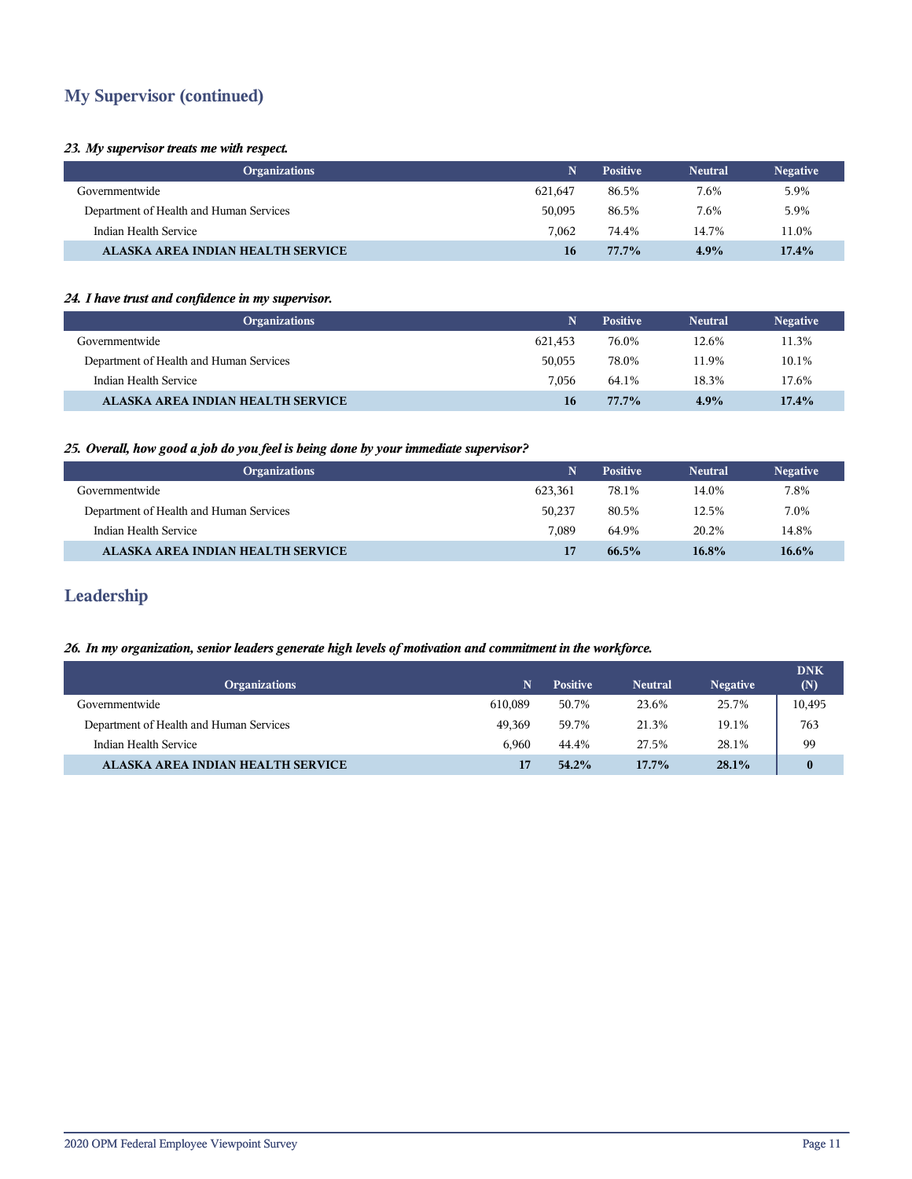## My Supervisor (continued)

*23. My supervisor treats me with respect.*

| Organizations | N | Positive | Neutral | Negative |
|---|---|---|---|---|
| Governmentwide | 621,647 | 86.5% | 7.6% | 5.9% |
| Department of Health and Human Services | 50,095 | 86.5% | 7.6% | 5.9% |
| Indian Health Service | 7,062 | 74.4% | 14.7% | 11.0% |
| **ALASKA AREA INDIAN HEALTH SERVICE** | **16** | **77.7%** | **4.9%** | **17.4%** |

*24. I have trust and confidence in my supervisor.*

| Organizations | N | Positive | Neutral | Negative |
|---|---|---|---|---|
| Governmentwide | 621,453 | 76.0% | 12.6% | 11.3% |
| Department of Health and Human Services | 50,055 | 78.0% | 11.9% | 10.1% |
| Indian Health Service | 7,056 | 64.1% | 18.3% | 17.6% |
| **ALASKA AREA INDIAN HEALTH SERVICE** | **16** | **77.7%** | **4.9%** | **17.4%** |

*25. Overall, how good a job do you feel is being done by your immediate supervisor?*

| Organizations | N | Positive | Neutral | Negative |
|---|---|---|---|---|
| Governmentwide | 623,361 | 78.1% | 14.0% | 7.8% |
| Department of Health and Human Services | 50,237 | 80.5% | 12.5% | 7.0% |
| Indian Health Service | 7,089 | 64.9% | 20.2% | 14.8% |
| **ALASKA AREA INDIAN HEALTH SERVICE** | **17** | **66.5%** | **16.8%** | **16.6%** |

## Leadership

*26. In my organization, senior leaders generate high levels of motivation and commitment in the workforce.*

| Organizations | N | Positive | Neutral | Negative | DNK (N) |
|---|---|---|---|---|---|
| Governmentwide | 610,089 | 50.7% | 23.6% | 25.7% | 10,495 |
| Department of Health and Human Services | 49,369 | 59.7% | 21.3% | 19.1% | 763 |
| Indian Health Service | 6,960 | 44.4% | 27.5% | 28.1% | 99 |
| **ALASKA AREA INDIAN HEALTH SERVICE** | **17** | **54.2%** | **17.7%** | **28.1%** | **0** |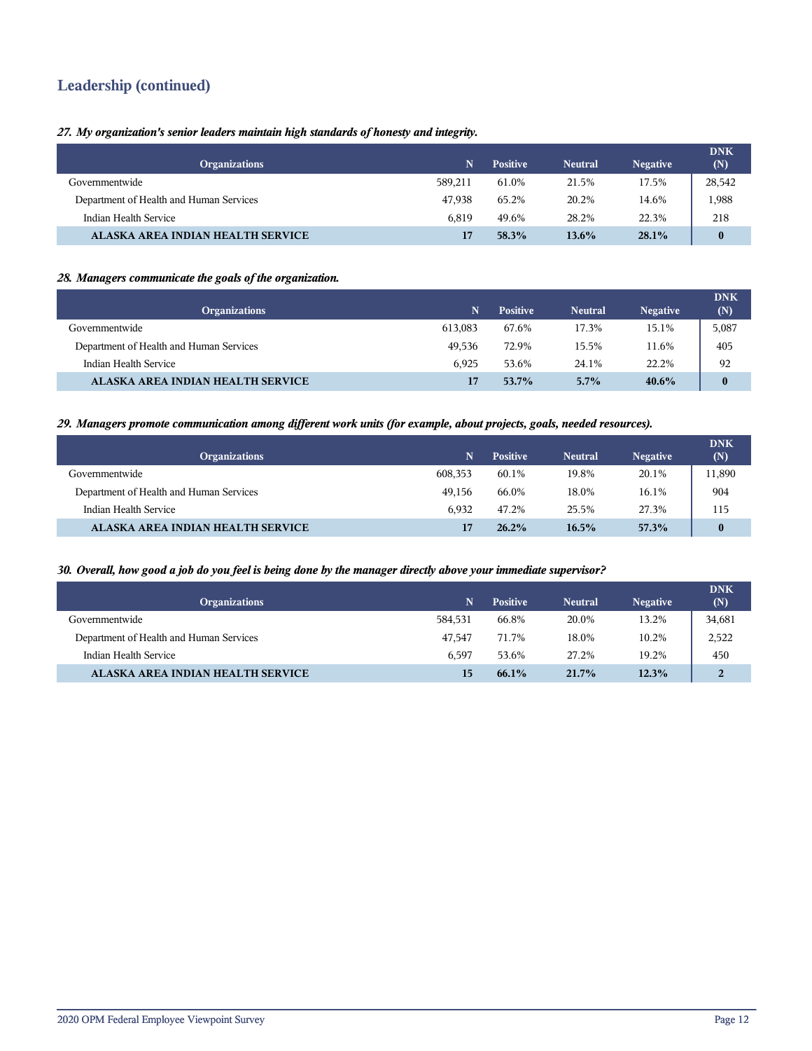## Leadership (continued)

***27. My organization's senior leaders maintain high standards of honesty and integrity.***

| Organizations | N | Positive | Neutral | Negative | DNK (N) |
|---|---|---|---|---|---|
| Governmentwide | 589,211 | 61.0% | 21.5% | 17.5% | 28,542 |
| Department of Health and Human Services | 47,938 | 65.2% | 20.2% | 14.6% | 1,988 |
| Indian Health Service | 6,819 | 49.6% | 28.2% | 22.3% | 218 |
| **ALASKA AREA INDIAN HEALTH SERVICE** | **17** | **58.3%** | **13.6%** | **28.1%** | **0** |

***28. Managers communicate the goals of the organization.***

| Organizations | N | Positive | Neutral | Negative | DNK (N) |
|---|---|---|---|---|---|
| Governmentwide | 613,083 | 67.6% | 17.3% | 15.1% | 5,087 |
| Department of Health and Human Services | 49,536 | 72.9% | 15.5% | 11.6% | 405 |
| Indian Health Service | 6,925 | 53.6% | 24.1% | 22.2% | 92 |
| **ALASKA AREA INDIAN HEALTH SERVICE** | **17** | **53.7%** | **5.7%** | **40.6%** | **0** |

***29. Managers promote communication among different work units (for example, about projects, goals, needed resources).***

| Organizations | N | Positive | Neutral | Negative | DNK (N) |
|---|---|---|---|---|---|
| Governmentwide | 608,353 | 60.1% | 19.8% | 20.1% | 11,890 |
| Department of Health and Human Services | 49,156 | 66.0% | 18.0% | 16.1% | 904 |
| Indian Health Service | 6,932 | 47.2% | 25.5% | 27.3% | 115 |
| **ALASKA AREA INDIAN HEALTH SERVICE** | **17** | **26.2%** | **16.5%** | **57.3%** | **0** |

***30. Overall, how good a job do you feel is being done by the manager directly above your immediate supervisor?***

| Organizations | N | Positive | Neutral | Negative | DNK (N) |
|---|---|---|---|---|---|
| Governmentwide | 584,531 | 66.8% | 20.0% | 13.2% | 34,681 |
| Department of Health and Human Services | 47,547 | 71.7% | 18.0% | 10.2% | 2,522 |
| Indian Health Service | 6,597 | 53.6% | 27.2% | 19.2% | 450 |
| **ALASKA AREA INDIAN HEALTH SERVICE** | **15** | **66.1%** | **21.7%** | **12.3%** | **2** |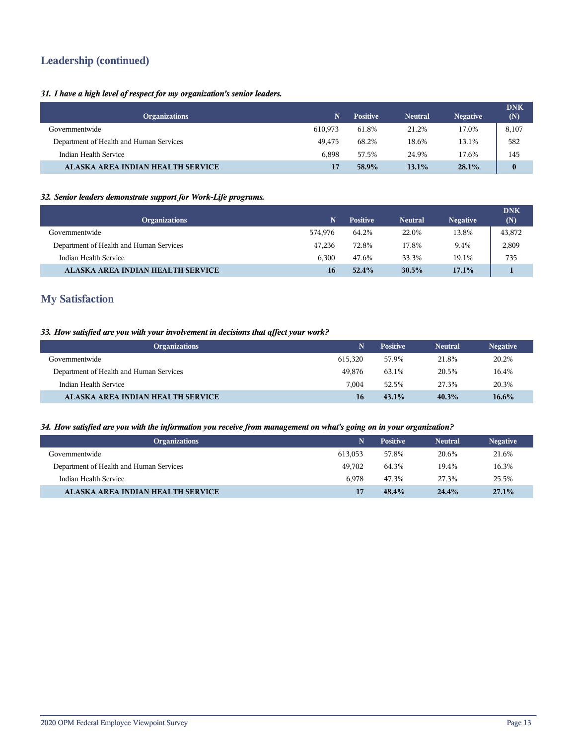## Leadership (continued)

***31. I have a high level of respect for my organization's senior leaders.***

| Organizations | N | Positive | Neutral | Negative | DNK (N) |
|---|---|---|---|---|---|
| Governmentwide | 610,973 | 61.8% | 21.2% | 17.0% | 8,107 |
| Department of Health and Human Services | 49,475 | 68.2% | 18.6% | 13.1% | 582 |
| Indian Health Service | 6,898 | 57.5% | 24.9% | 17.6% | 145 |
| **ALASKA AREA INDIAN HEALTH SERVICE** | **17** | **58.9%** | **13.1%** | **28.1%** | **0** |

***32. Senior leaders demonstrate support for Work-Life programs.***

| Organizations | N | Positive | Neutral | Negative | DNK (N) |
|---|---|---|---|---|---|
| Governmentwide | 574,976 | 64.2% | 22.0% | 13.8% | 43,872 |
| Department of Health and Human Services | 47,236 | 72.8% | 17.8% | 9.4% | 2,809 |
| Indian Health Service | 6,300 | 47.6% | 33.3% | 19.1% | 735 |
| **ALASKA AREA INDIAN HEALTH SERVICE** | **16** | **52.4%** | **30.5%** | **17.1%** | **1** |

## My Satisfaction

***33. How satisfied are you with your involvement in decisions that affect your work?***

| Organizations | N | Positive | Neutral | Negative |
|---|---|---|---|---|
| Governmentwide | 615,320 | 57.9% | 21.8% | 20.2% |
| Department of Health and Human Services | 49,876 | 63.1% | 20.5% | 16.4% |
| Indian Health Service | 7,004 | 52.5% | 27.3% | 20.3% |
| **ALASKA AREA INDIAN HEALTH SERVICE** | **16** | **43.1%** | **40.3%** | **16.6%** |

***34. How satisfied are you with the information you receive from management on what's going on in your organization?***

| Organizations | N | Positive | Neutral | Negative |
|---|---|---|---|---|
| Governmentwide | 613,053 | 57.8% | 20.6% | 21.6% |
| Department of Health and Human Services | 49,702 | 64.3% | 19.4% | 16.3% |
| Indian Health Service | 6,978 | 47.3% | 27.3% | 25.5% |
| **ALASKA AREA INDIAN HEALTH SERVICE** | **17** | **48.4%** | **24.4%** | **27.1%** |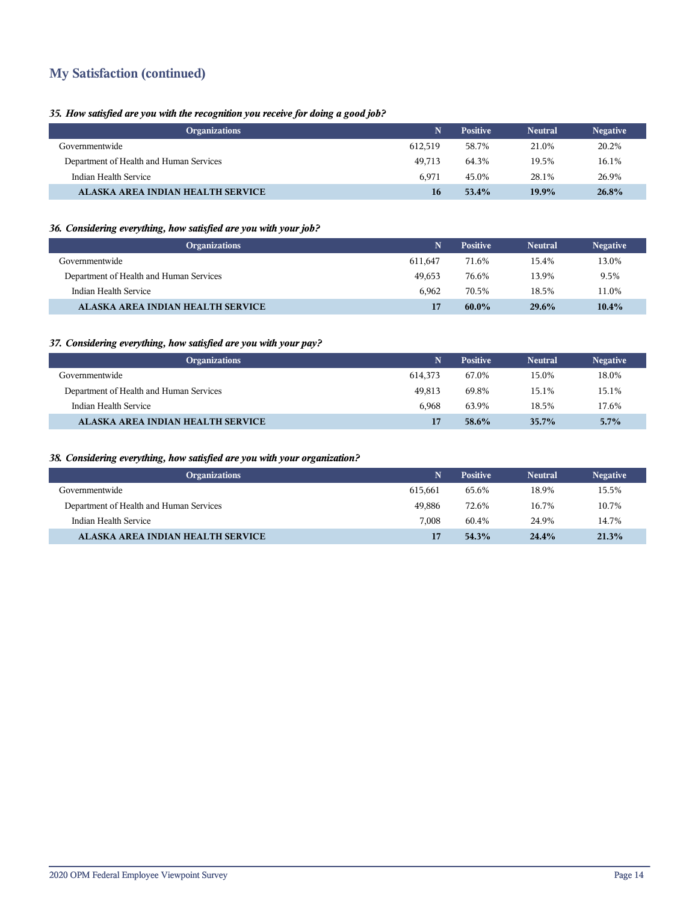## My Satisfaction (continued)

***35. How satisfied are you with the recognition you receive for doing a good job?***

| Organizations | N | Positive | Neutral | Negative |
|---|---|---|---|---|
| Governmentwide | 612,519 | 58.7% | 21.0% | 20.2% |
| Department of Health and Human Services | 49,713 | 64.3% | 19.5% | 16.1% |
| Indian Health Service | 6,971 | 45.0% | 28.1% | 26.9% |
| **ALASKA AREA INDIAN HEALTH SERVICE** | **16** | **53.4%** | **19.9%** | **26.8%** |

***36. Considering everything, how satisfied are you with your job?***

| Organizations | N | Positive | Neutral | Negative |
|---|---|---|---|---|
| Governmentwide | 611,647 | 71.6% | 15.4% | 13.0% |
| Department of Health and Human Services | 49,653 | 76.6% | 13.9% | 9.5% |
| Indian Health Service | 6,962 | 70.5% | 18.5% | 11.0% |
| **ALASKA AREA INDIAN HEALTH SERVICE** | **17** | **60.0%** | **29.6%** | **10.4%** |

***37. Considering everything, how satisfied are you with your pay?***

| Organizations | N | Positive | Neutral | Negative |
|---|---|---|---|---|
| Governmentwide | 614,373 | 67.0% | 15.0% | 18.0% |
| Department of Health and Human Services | 49,813 | 69.8% | 15.1% | 15.1% |
| Indian Health Service | 6,968 | 63.9% | 18.5% | 17.6% |
| **ALASKA AREA INDIAN HEALTH SERVICE** | **17** | **58.6%** | **35.7%** | **5.7%** |

***38. Considering everything, how satisfied are you with your organization?***

| Organizations | N | Positive | Neutral | Negative |
|---|---|---|---|---|
| Governmentwide | 615,661 | 65.6% | 18.9% | 15.5% |
| Department of Health and Human Services | 49,886 | 72.6% | 16.7% | 10.7% |
| Indian Health Service | 7,008 | 60.4% | 24.9% | 14.7% |
| **ALASKA AREA INDIAN HEALTH SERVICE** | **17** | **54.3%** | **24.4%** | **21.3%** |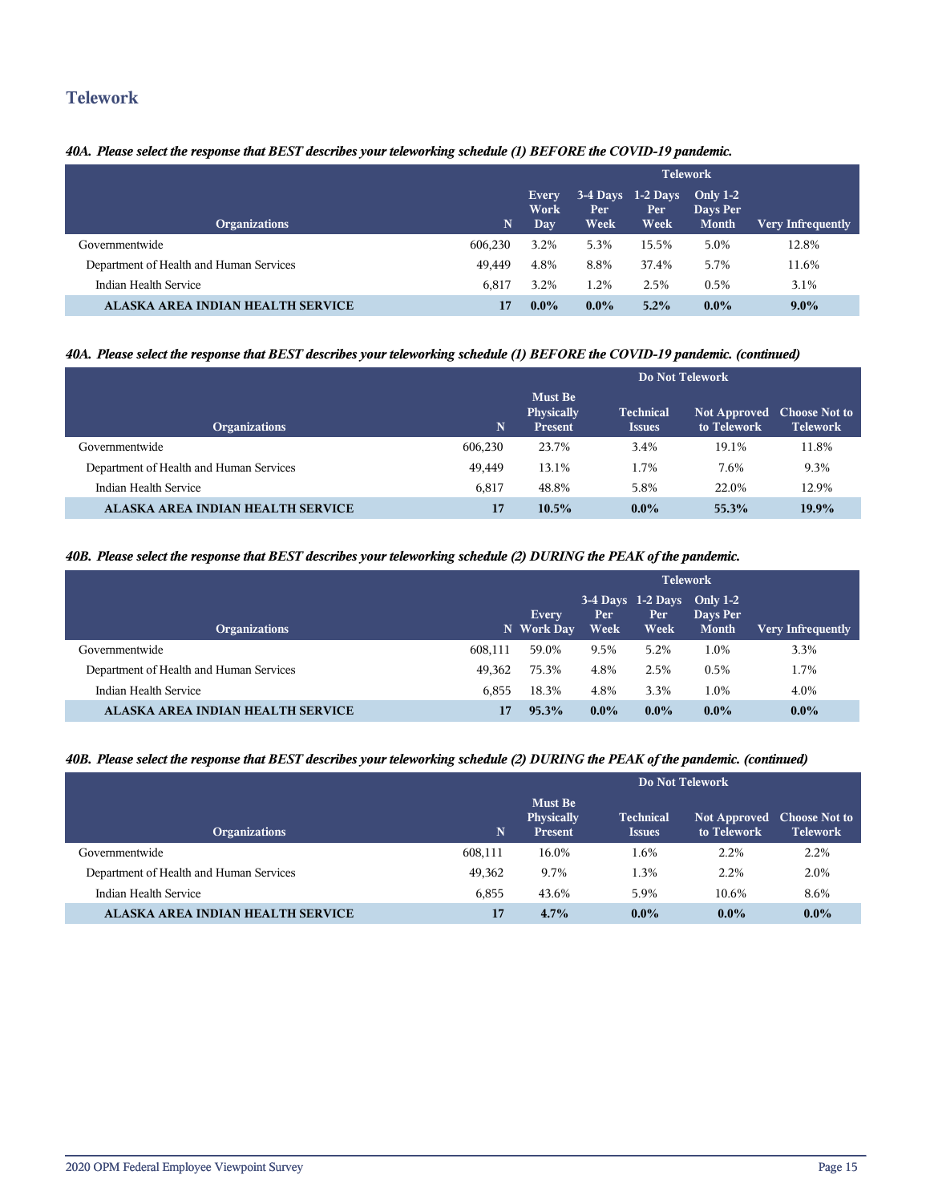## Telework

*40A. Please select the response that BEST describes your teleworking schedule (1) BEFORE the COVID-19 pandemic.*

| | | Telework | | | | |
|---|---|---|---|---|---|---|
| Organizations | N | Every Work Day | 3-4 Days Per Week | 1-2 Days Per Week | Only 1-2 Days Per Month | Very Infrequently |
| Governmentwide | 606,230 | 3.2% | 5.3% | 15.5% | 5.0% | 12.8% |
| Department of Health and Human Services | 49,449 | 4.8% | 8.8% | 37.4% | 5.7% | 11.6% |
| Indian Health Service | 6,817 | 3.2% | 1.2% | 2.5% | 0.5% | 3.1% |
| **ALASKA AREA INDIAN HEALTH SERVICE** | **17** | **0.0%** | **0.0%** | **5.2%** | **0.0%** | **9.0%** |

*40A. Please select the response that BEST describes your teleworking schedule (1) BEFORE the COVID-19 pandemic. (continued)*

| | | Do Not Telework | | | |
|---|---|---|---|---|---|
| Organizations | N | Must Be Physically Present | Technical Issues | Not Approved to Telework | Choose Not to Telework |
| Governmentwide | 606,230 | 23.7% | 3.4% | 19.1% | 11.8% |
| Department of Health and Human Services | 49,449 | 13.1% | 1.7% | 7.6% | 9.3% |
| Indian Health Service | 6,817 | 48.8% | 5.8% | 22.0% | 12.9% |
| **ALASKA AREA INDIAN HEALTH SERVICE** | **17** | **10.5%** | **0.0%** | **55.3%** | **19.9%** |

*40B. Please select the response that BEST describes your teleworking schedule (2) DURING the PEAK of the pandemic.*

| | | Telework | | | | |
|---|---|---|---|---|---|---|
| Organizations | N | Every Work Day | 3-4 Days Per Week | 1-2 Days Per Week | Only 1-2 Days Per Month | Very Infrequently |
| Governmentwide | 608,111 | 59.0% | 9.5% | 5.2% | 1.0% | 3.3% |
| Department of Health and Human Services | 49,362 | 75.3% | 4.8% | 2.5% | 0.5% | 1.7% |
| Indian Health Service | 6,855 | 18.3% | 4.8% | 3.3% | 1.0% | 4.0% |
| **ALASKA AREA INDIAN HEALTH SERVICE** | **17** | **95.3%** | **0.0%** | **0.0%** | **0.0%** | **0.0%** |

*40B. Please select the response that BEST describes your teleworking schedule (2) DURING the PEAK of the pandemic. (continued)*

| | | Do Not Telework | | | |
|---|---|---|---|---|---|
| Organizations | N | Must Be Physically Present | Technical Issues | Not Approved to Telework | Choose Not to Telework |
| Governmentwide | 608,111 | 16.0% | 1.6% | 2.2% | 2.2% |
| Department of Health and Human Services | 49,362 | 9.7% | 1.3% | 2.2% | 2.0% |
| Indian Health Service | 6,855 | 43.6% | 5.9% | 10.6% | 8.6% |
| **ALASKA AREA INDIAN HEALTH SERVICE** | **17** | **4.7%** | **0.0%** | **0.0%** | **0.0%** |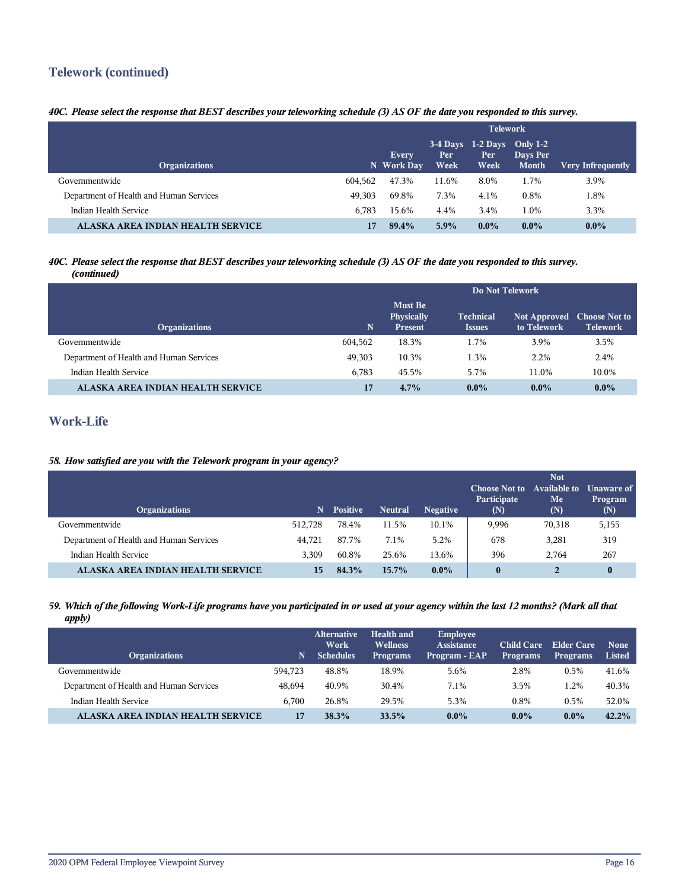## Telework (continued)

*40C. Please select the response that BEST describes your teleworking schedule (3) AS OF the date you responded to this survey.*

| Organizations | N | Telework | | | | |
|---|---|---|---|---|---|---|
| | | Every Work Day | 3-4 Days Per Week | 1-2 Days Per Week | Only 1-2 Days Per Month | Very Infrequently |
| Governmentwide | 604,562 | 47.3% | 11.6% | 8.0% | 1.7% | 3.9% |
| Department of Health and Human Services | 49,303 | 69.8% | 7.3% | 4.1% | 0.8% | 1.8% |
| Indian Health Service | 6,783 | 15.6% | 4.4% | 3.4% | 1.0% | 3.3% |
| **ALASKA AREA INDIAN HEALTH SERVICE** | **17** | **89.4%** | **5.9%** | **0.0%** | **0.0%** | **0.0%** |

*40C. Please select the response that BEST describes your teleworking schedule (3) AS OF the date you responded to this survey. (continued)*

| Organizations | N | Do Not Telework | | | |
|---|---|---|---|---|---|
| | | Must Be Physically Present | Technical Issues | Not Approved to Telework | Choose Not to Telework |
| Governmentwide | 604,562 | 18.3% | 1.7% | 3.9% | 3.5% |
| Department of Health and Human Services | 49,303 | 10.3% | 1.3% | 2.2% | 2.4% |
| Indian Health Service | 6,783 | 45.5% | 5.7% | 11.0% | 10.0% |
| **ALASKA AREA INDIAN HEALTH SERVICE** | **17** | **4.7%** | **0.0%** | **0.0%** | **0.0%** |

## Work-Life

*58. How satisfied are you with the Telework program in your agency?*

| Organizations | N | Positive | Neutral | Negative | Choose Not to Participate (N) | Not Available to Me (N) | Unaware of Program (N) |
|---|---|---|---|---|---|---|---|
| Governmentwide | 512,728 | 78.4% | 11.5% | 10.1% | 9,996 | 70,318 | 5,155 |
| Department of Health and Human Services | 44,721 | 87.7% | 7.1% | 5.2% | 678 | 3,281 | 319 |
| Indian Health Service | 3,309 | 60.8% | 25.6% | 13.6% | 396 | 2,764 | 267 |
| **ALASKA AREA INDIAN HEALTH SERVICE** | **15** | **84.3%** | **15.7%** | **0.0%** | **0** | **2** | **0** |

*59. Which of the following Work-Life programs have you participated in or used at your agency within the last 12 months? (Mark all that apply)*

| Organizations | N | Alternative Work Schedules | Health and Wellness Programs | Employee Assistance Program - EAP | Child Care Programs | Elder Care Programs | None Listed |
|---|---|---|---|---|---|---|---|
| Governmentwide | 594,723 | 48.8% | 18.9% | 5.6% | 2.8% | 0.5% | 41.6% |
| Department of Health and Human Services | 48,694 | 40.9% | 30.4% | 7.1% | 3.5% | 1.2% | 40.3% |
| Indian Health Service | 6,700 | 26.8% | 29.5% | 5.3% | 0.8% | 0.5% | 52.0% |
| **ALASKA AREA INDIAN HEALTH SERVICE** | **17** | **38.3%** | **33.5%** | **0.0%** | **0.0%** | **0.0%** | **42.2%** |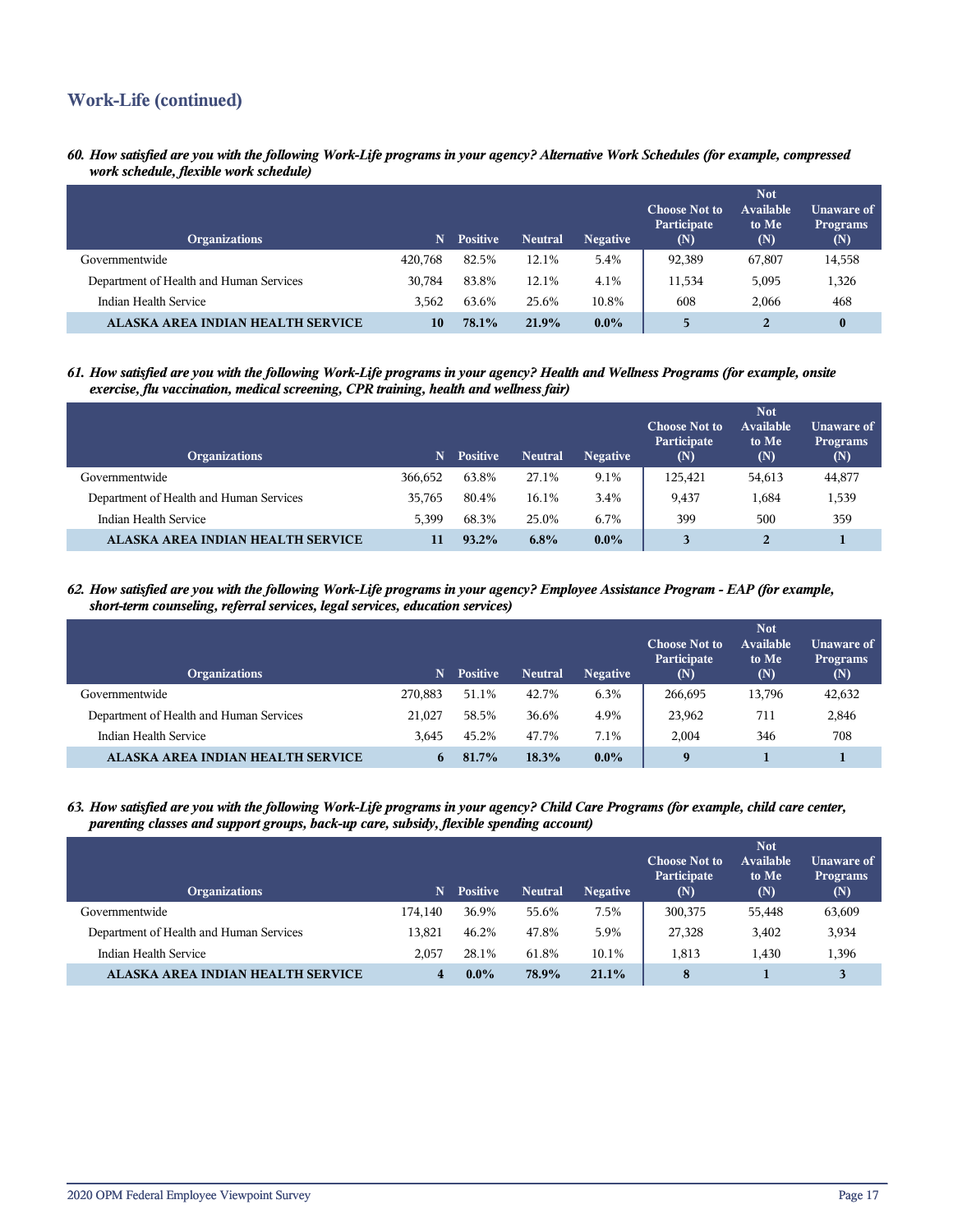## Work-Life (continued)

***60. How satisfied are you with the following Work-Life programs in your agency? Alternative Work Schedules (for example, compressed work schedule, flexible work schedule)***

| Organizations | N | Positive | Neutral | Negative | Choose Not to Participate (N) | Not Available to Me (N) | Unaware of Programs (N) |
|---|---|---|---|---|---|---|---|
| Governmentwide | 420,768 | 82.5% | 12.1% | 5.4% | 92,389 | 67,807 | 14,558 |
| Department of Health and Human Services | 30,784 | 83.8% | 12.1% | 4.1% | 11,534 | 5,095 | 1,326 |
| Indian Health Service | 3,562 | 63.6% | 25.6% | 10.8% | 608 | 2,066 | 468 |
| **ALASKA AREA INDIAN HEALTH SERVICE** | **10** | **78.1%** | **21.9%** | **0.0%** | **5** | **2** | **0** |

***61. How satisfied are you with the following Work-Life programs in your agency? Health and Wellness Programs (for example, onsite exercise, flu vaccination, medical screening, CPR training, health and wellness fair)***

| Organizations | N | Positive | Neutral | Negative | Choose Not to Participate (N) | Not Available to Me (N) | Unaware of Programs (N) |
|---|---|---|---|---|---|---|---|
| Governmentwide | 366,652 | 63.8% | 27.1% | 9.1% | 125,421 | 54,613 | 44,877 |
| Department of Health and Human Services | 35,765 | 80.4% | 16.1% | 3.4% | 9,437 | 1,684 | 1,539 |
| Indian Health Service | 5,399 | 68.3% | 25.0% | 6.7% | 399 | 500 | 359 |
| **ALASKA AREA INDIAN HEALTH SERVICE** | **11** | **93.2%** | **6.8%** | **0.0%** | **3** | **2** | **1** |

***62. How satisfied are you with the following Work-Life programs in your agency? Employee Assistance Program - EAP (for example, short-term counseling, referral services, legal services, education services)***

| Organizations | N | Positive | Neutral | Negative | Choose Not to Participate (N) | Not Available to Me (N) | Unaware of Programs (N) |
|---|---|---|---|---|---|---|---|
| Governmentwide | 270,883 | 51.1% | 42.7% | 6.3% | 266,695 | 13,796 | 42,632 |
| Department of Health and Human Services | 21,027 | 58.5% | 36.6% | 4.9% | 23,962 | 711 | 2,846 |
| Indian Health Service | 3,645 | 45.2% | 47.7% | 7.1% | 2,004 | 346 | 708 |
| **ALASKA AREA INDIAN HEALTH SERVICE** | **6** | **81.7%** | **18.3%** | **0.0%** | **9** | **1** | **1** |

***63. How satisfied are you with the following Work-Life programs in your agency? Child Care Programs (for example, child care center, parenting classes and support groups, back-up care, subsidy, flexible spending account)***

| Organizations | N | Positive | Neutral | Negative | Choose Not to Participate (N) | Not Available to Me (N) | Unaware of Programs (N) |
|---|---|---|---|---|---|---|---|
| Governmentwide | 174,140 | 36.9% | 55.6% | 7.5% | 300,375 | 55,448 | 63,609 |
| Department of Health and Human Services | 13,821 | 46.2% | 47.8% | 5.9% | 27,328 | 3,402 | 3,934 |
| Indian Health Service | 2,057 | 28.1% | 61.8% | 10.1% | 1,813 | 1,430 | 1,396 |
| **ALASKA AREA INDIAN HEALTH SERVICE** | **4** | **0.0%** | **78.9%** | **21.1%** | **8** | **1** | **3** |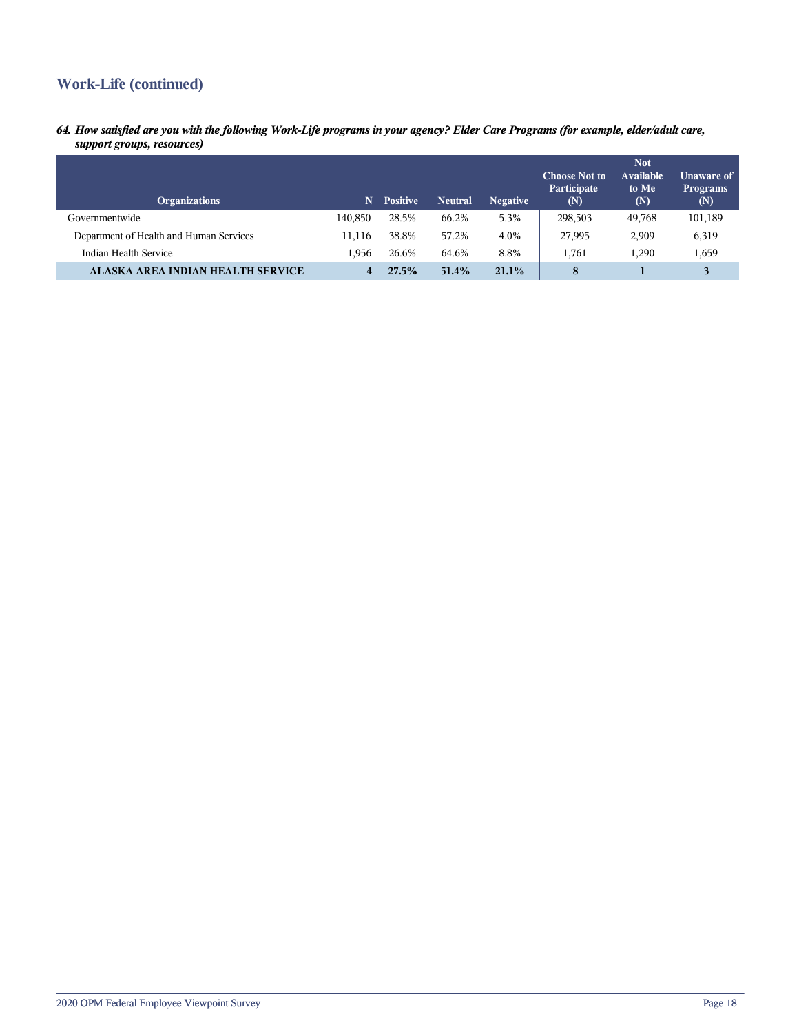## Work-Life (continued)

***64. How satisfied are you with the following Work-Life programs in your agency? Elder Care Programs (for example, elder/adult care, support groups, resources)***

| Organizations | N | Positive | Neutral | Negative | Choose Not to Participate (N) | Not Available to Me (N) | Unaware of Programs (N) |
|---|---|---|---|---|---|---|---|
| Governmentwide | 140,850 | 28.5% | 66.2% | 5.3% | 298,503 | 49,768 | 101,189 |
| Department of Health and Human Services | 11,116 | 38.8% | 57.2% | 4.0% | 27,995 | 2,909 | 6,319 |
| Indian Health Service | 1,956 | 26.6% | 64.6% | 8.8% | 1,761 | 1,290 | 1,659 |
| **ALASKA AREA INDIAN HEALTH SERVICE** | **4** | **27.5%** | **51.4%** | **21.1%** | **8** | **1** | **3** |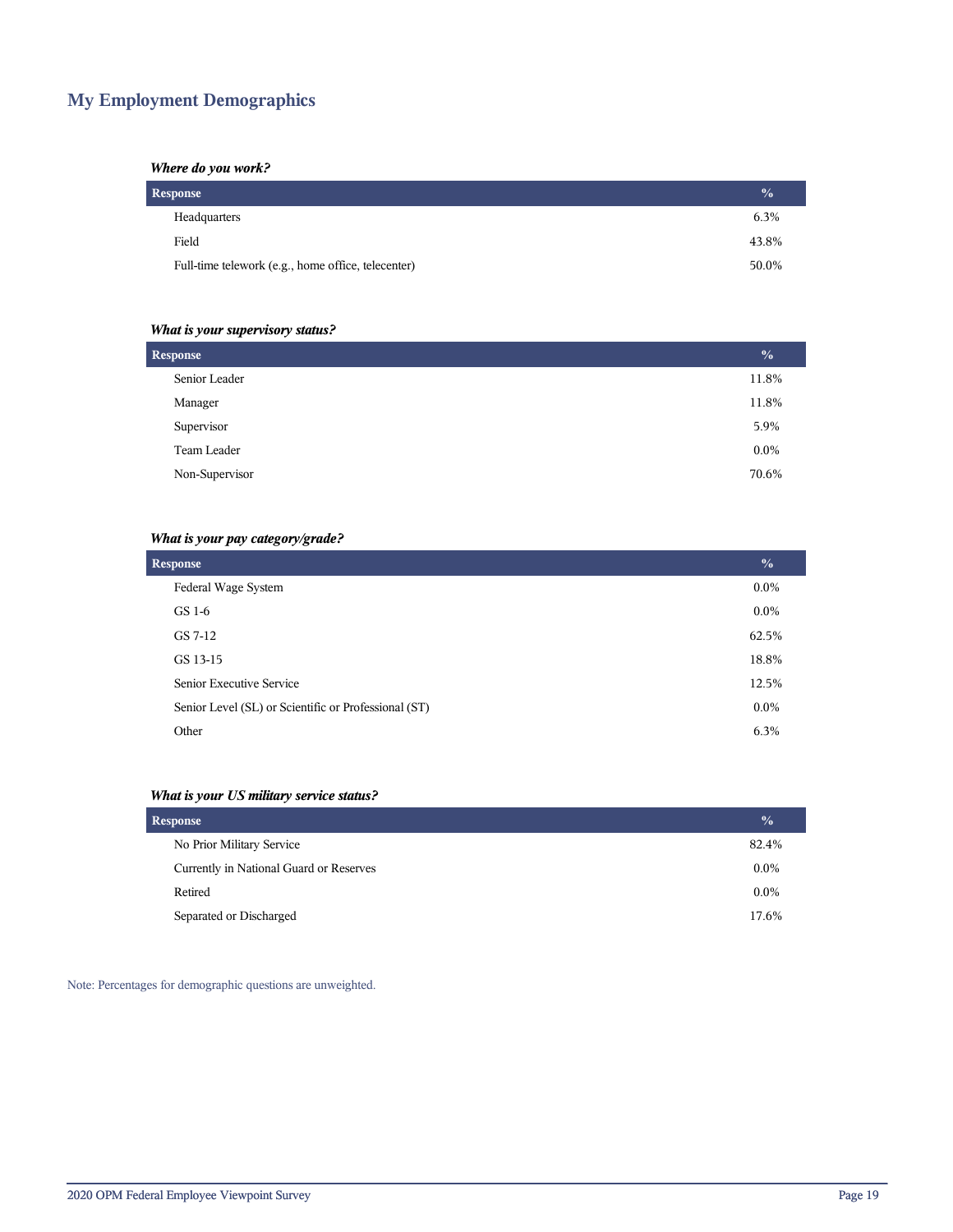## My Employment Demographics

***Where do you work?***

| Response | % |
| --- | --- |
| Headquarters | 6.3% |
| Field | 43.8% |
| Full-time telework (e.g., home office, telecenter) | 50.0% |

***What is your supervisory status?***

| Response | % |
| --- | --- |
| Senior Leader | 11.8% |
| Manager | 11.8% |
| Supervisor | 5.9% |
| Team Leader | 0.0% |
| Non-Supervisor | 70.6% |

***What is your pay category/grade?***

| Response | % |
| --- | --- |
| Federal Wage System | 0.0% |
| GS 1-6 | 0.0% |
| GS 7-12 | 62.5% |
| GS 13-15 | 18.8% |
| Senior Executive Service | 12.5% |
| Senior Level (SL) or Scientific or Professional (ST) | 0.0% |
| Other | 6.3% |

***What is your US military service status?***

| Response | % |
| --- | --- |
| No Prior Military Service | 82.4% |
| Currently in National Guard or Reserves | 0.0% |
| Retired | 0.0% |
| Separated or Discharged | 17.6% |

Note: Percentages for demographic questions are unweighted.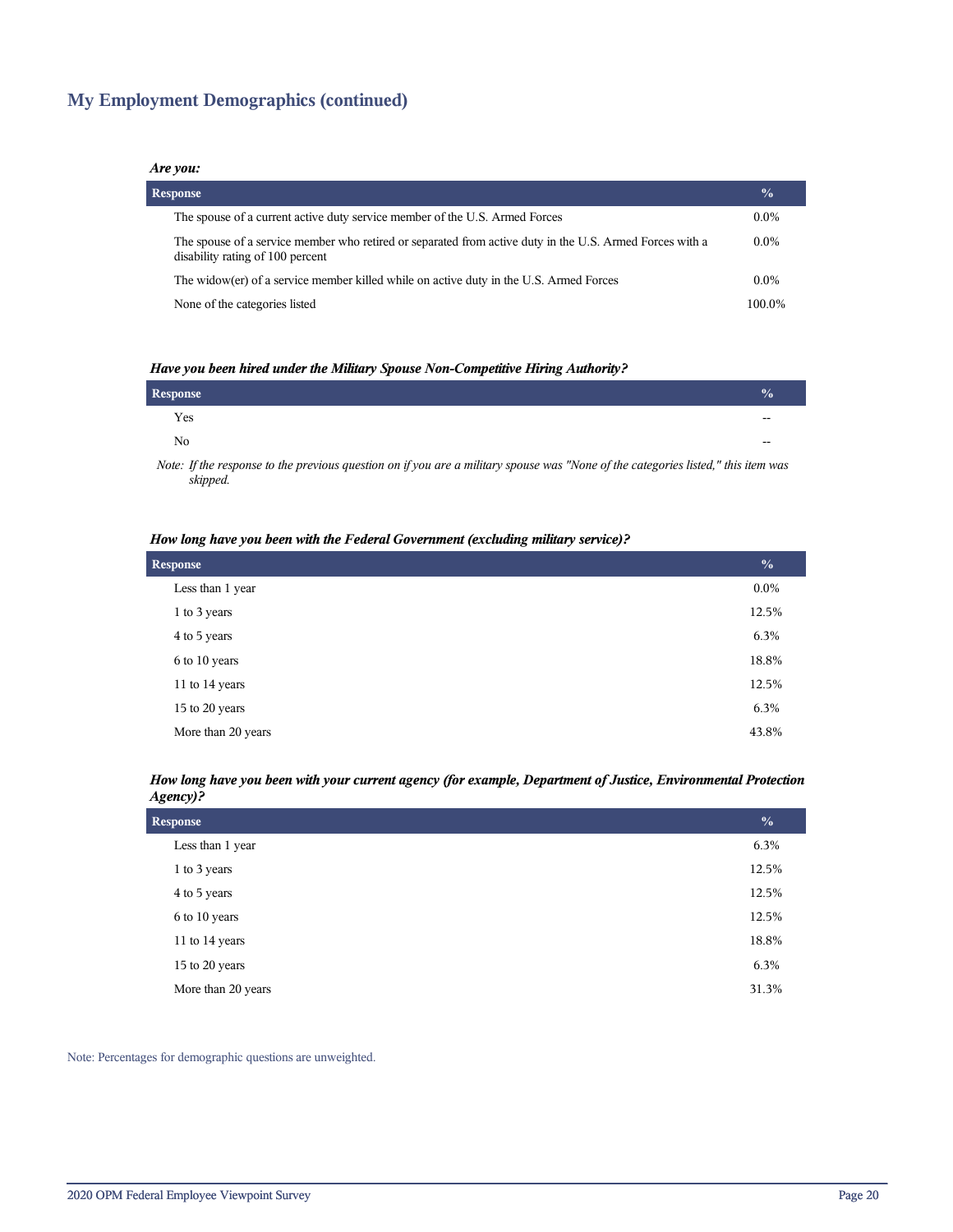## My Employment Demographics (continued)

***Are you:***

| Response | % |
| --- | --- |
| The spouse of a current active duty service member of the U.S. Armed Forces | 0.0% |
| The spouse of a service member who retired or separated from active duty in the U.S. Armed Forces with a disability rating of 100 percent | 0.0% |
| The widow(er) of a service member killed while on active duty in the U.S. Armed Forces | 0.0% |
| None of the categories listed | 100.0% |

***Have you been hired under the Military Spouse Non-Competitive Hiring Authority?***

| Response | % |
| --- | --- |
| Yes | -- |
| No | -- |

*Note: If the response to the previous question on if you are a military spouse was "None of the categories listed," this item was skipped.*

***How long have you been with the Federal Government (excluding military service)?***

| Response | % |
| --- | --- |
| Less than 1 year | 0.0% |
| 1 to 3 years | 12.5% |
| 4 to 5 years | 6.3% |
| 6 to 10 years | 18.8% |
| 11 to 14 years | 12.5% |
| 15 to 20 years | 6.3% |
| More than 20 years | 43.8% |

***How long have you been with your current agency (for example, Department of Justice, Environmental Protection Agency)?***

| Response | % |
| --- | --- |
| Less than 1 year | 6.3% |
| 1 to 3 years | 12.5% |
| 4 to 5 years | 12.5% |
| 6 to 10 years | 12.5% |
| 11 to 14 years | 18.8% |
| 15 to 20 years | 6.3% |
| More than 20 years | 31.3% |

Note: Percentages for demographic questions are unweighted.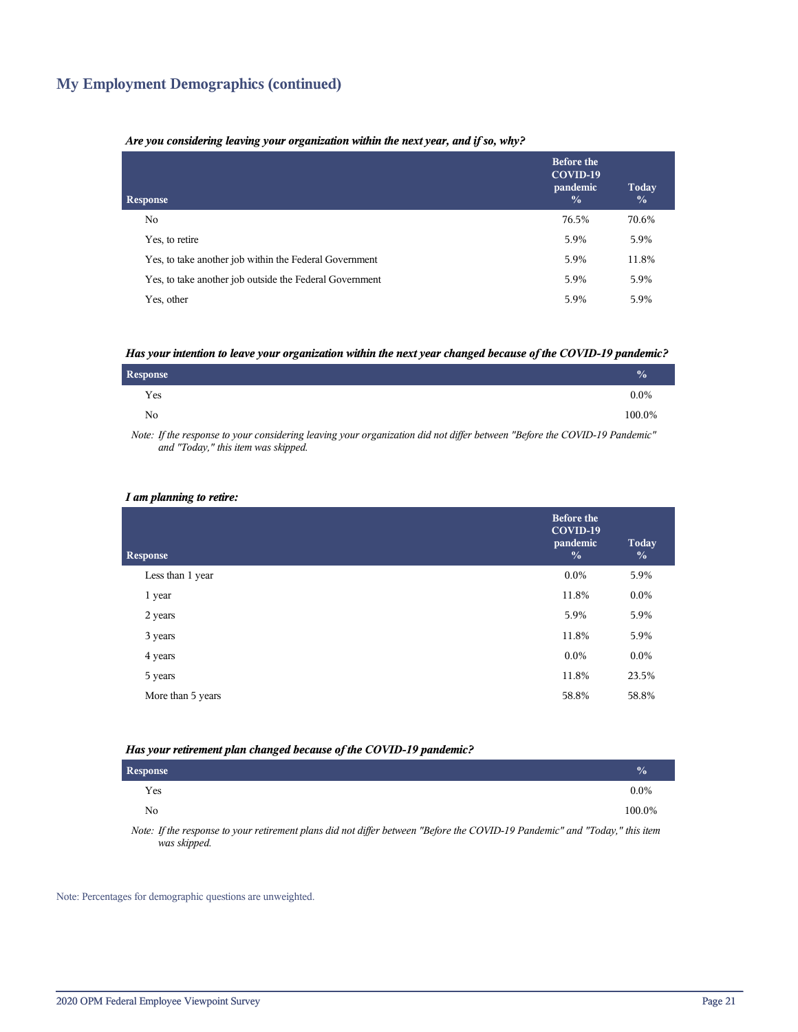## My Employment Demographics (continued)

***Are you considering leaving your organization within the next year, and if so, why?***

| Response | Before the COVID-19 pandemic % | Today % |
|---|---|---|
| No | 76.5% | 70.6% |
| Yes, to retire | 5.9% | 5.9% |
| Yes, to take another job within the Federal Government | 5.9% | 11.8% |
| Yes, to take another job outside the Federal Government | 5.9% | 5.9% |
| Yes, other | 5.9% | 5.9% |

***Has your intention to leave your organization within the next year changed because of the COVID-19 pandemic?***

| Response | % |
|---|---|
| Yes | 0.0% |
| No | 100.0% |

*Note: If the response to your considering leaving your organization did not differ between "Before the COVID-19 Pandemic" and "Today," this item was skipped.*

***I am planning to retire:***

| Response | Before the COVID-19 pandemic % | Today % |
|---|---|---|
| Less than 1 year | 0.0% | 5.9% |
| 1 year | 11.8% | 0.0% |
| 2 years | 5.9% | 5.9% |
| 3 years | 11.8% | 5.9% |
| 4 years | 0.0% | 0.0% |
| 5 years | 11.8% | 23.5% |
| More than 5 years | 58.8% | 58.8% |

***Has your retirement plan changed because of the COVID-19 pandemic?***

| Response | % |
|---|---|
| Yes | 0.0% |
| No | 100.0% |

*Note: If the response to your retirement plans did not differ between "Before the COVID-19 Pandemic" and "Today," this item was skipped.*

Note: Percentages for demographic questions are unweighted.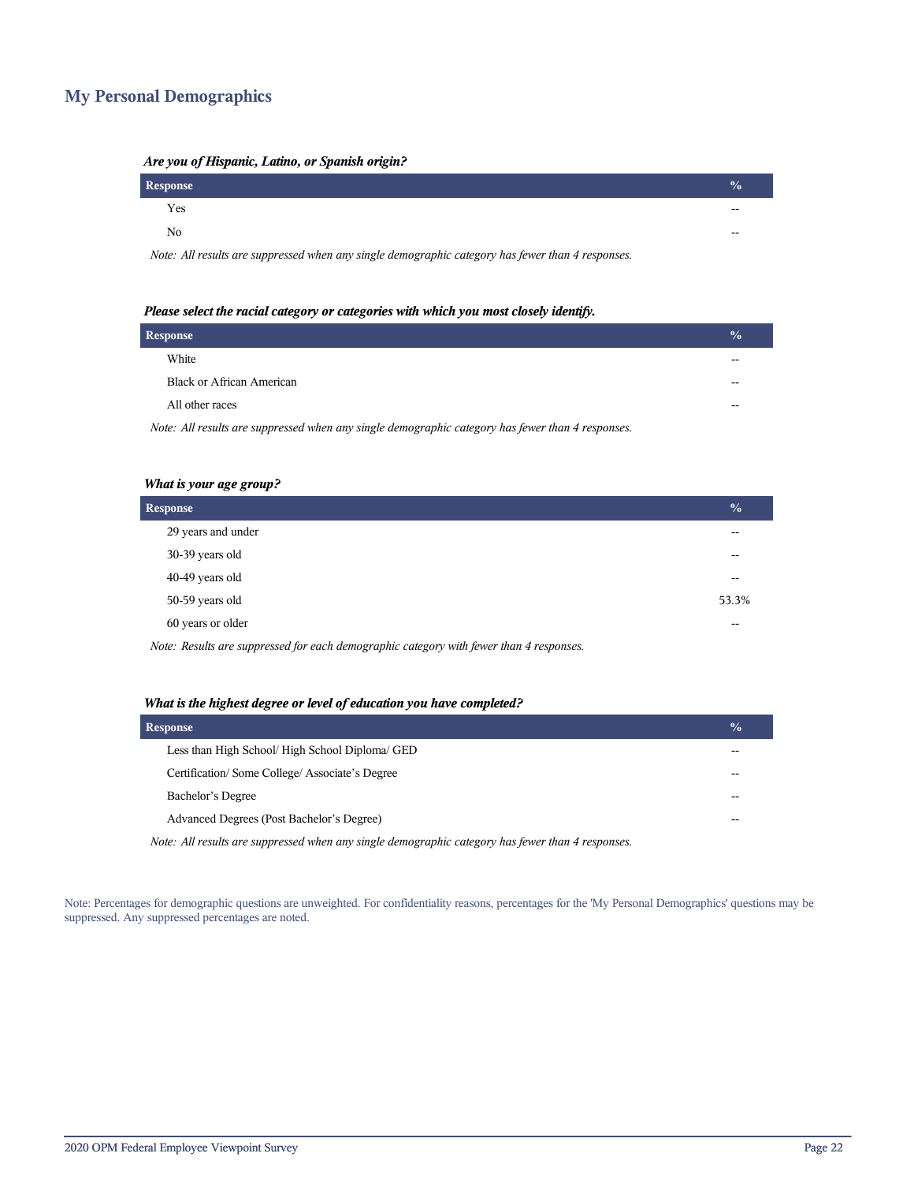## My Personal Demographics

***Are you of Hispanic, Latino, or Spanish origin?***

| Response | % |
|---|---|
| Yes | -- |
| No | -- |

*Note: All results are suppressed when any single demographic category has fewer than 4 responses.*

***Please select the racial category or categories with which you most closely identify.***

| Response | % |
|---|---|
| White | -- |
| Black or African American | -- |
| All other races | -- |

*Note: All results are suppressed when any single demographic category has fewer than 4 responses.*

***What is your age group?***

| Response | % |
|---|---|
| 29 years and under | -- |
| 30-39 years old | -- |
| 40-49 years old | -- |
| 50-59 years old | 53.3% |
| 60 years or older | -- |

*Note: Results are suppressed for each demographic category with fewer than 4 responses.*

***What is the highest degree or level of education you have completed?***

| Response | % |
|---|---|
| Less than High School/ High School Diploma/ GED | -- |
| Certification/ Some College/ Associate's Degree | -- |
| Bachelor's Degree | -- |
| Advanced Degrees (Post Bachelor's Degree) | -- |

*Note: All results are suppressed when any single demographic category has fewer than 4 responses.*

Note: Percentages for demographic questions are unweighted. For confidentiality reasons, percentages for the 'My Personal Demographics' questions may be suppressed. Any suppressed percentages are noted.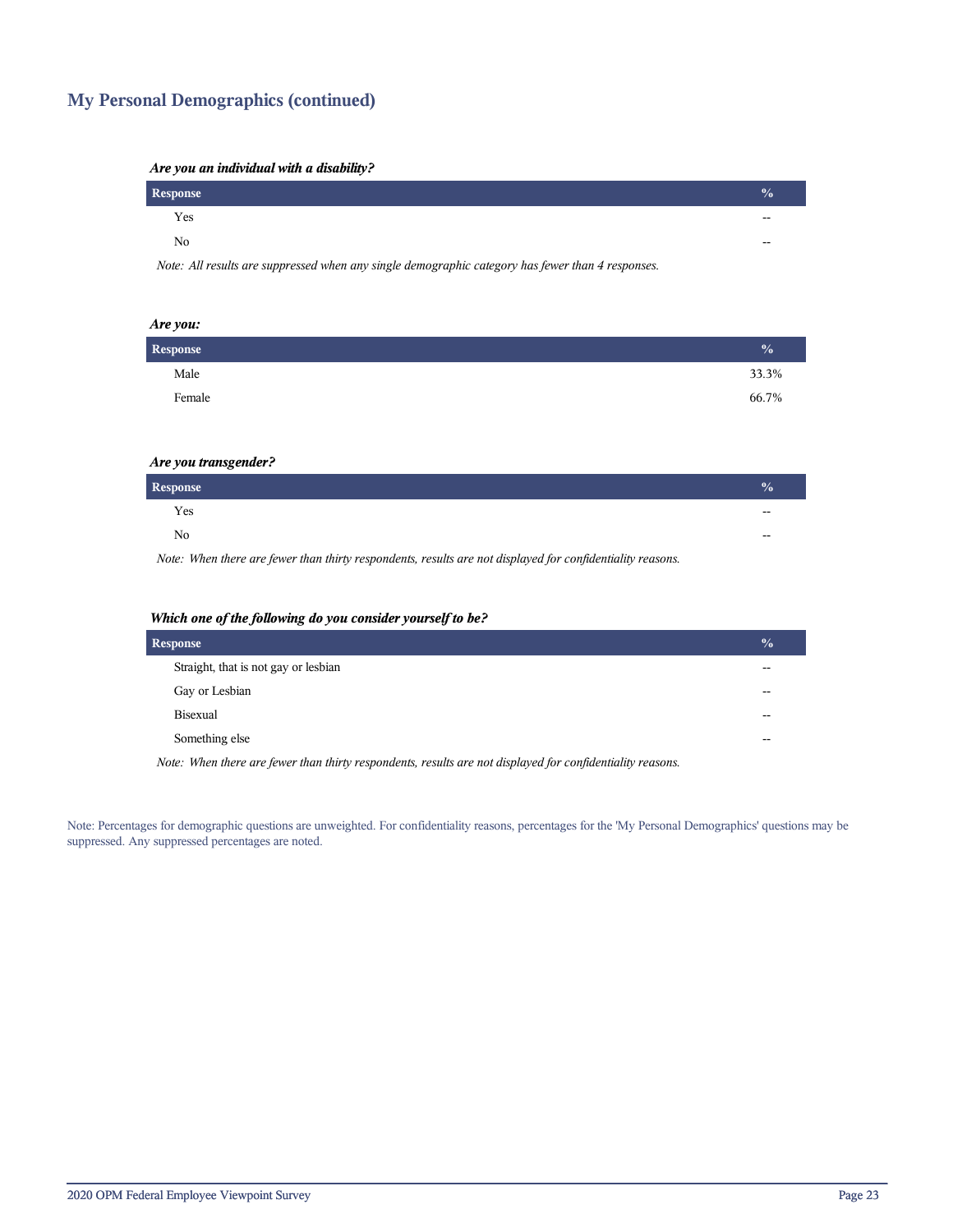## My Personal Demographics (continued)

***Are you an individual with a disability?***

| Response | % |
|---|---|
| Yes | -- |
| No | -- |

*Note: All results are suppressed when any single demographic category has fewer than 4 responses.*

***Are you:***

| Response | % |
|---|---|
| Male | 33.3% |
| Female | 66.7% |

***Are you transgender?***

| Response | % |
|---|---|
| Yes | -- |
| No | -- |

*Note: When there are fewer than thirty respondents, results are not displayed for confidentiality reasons.*

***Which one of the following do you consider yourself to be?***

| Response | % |
|---|---|
| Straight, that is not gay or lesbian | -- |
| Gay or Lesbian | -- |
| Bisexual | -- |
| Something else | -- |

*Note: When there are fewer than thirty respondents, results are not displayed for confidentiality reasons.*

Note: Percentages for demographic questions are unweighted. For confidentiality reasons, percentages for the 'My Personal Demographics' questions may be suppressed. Any suppressed percentages are noted.